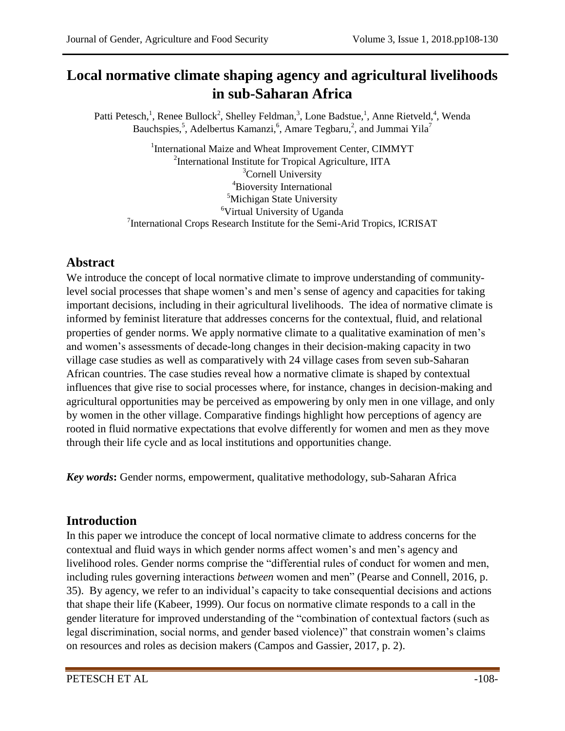# Local normative climate shaping agency and agricultural livelihoods in sub-Saharan Africa

Patti Petesch,[1], Renee Bullock[2], Shelley Feldman,[3], Lone Badstue,[1], Anne Rietveld,[4], Wenda Bauchspies,[5], Adelbertus Kamanzi,[6], Amare Tegbaru,[2], and Jummai Yila[7]

[1]International Maize and Wheat Improvement Center, CIMMYT
[2]International Institute for Tropical Agriculture, IITA
[3]Cornell University
[4]Bioversity International
[5]Michigan State University
[6]Virtual University of Uganda
[7]International Crops Research Institute for the Semi-Arid Tropics, ICRISAT

## Abstract

We introduce the concept of local normative climate to improve understanding of community-level social processes that shape women's and men's sense of agency and capacities for taking important decisions, including in their agricultural livelihoods. The idea of normative climate is informed by feminist literature that addresses concerns for the contextual, fluid, and relational properties of gender norms. We apply normative climate to a qualitative examination of men's and women's assessments of decade-long changes in their decision-making capacity in two village case studies as well as comparatively with 24 village cases from seven sub-Saharan African countries. The case studies reveal how a normative climate is shaped by contextual influences that give rise to social processes where, for instance, changes in decision-making and agricultural opportunities may be perceived as empowering by only men in one village, and only by women in the other village. Comparative findings highlight how perceptions of agency are rooted in fluid normative expectations that evolve differently for women and men as they move through their life cycle and as local institutions and opportunities change.

***Key words*:** Gender norms, empowerment, qualitative methodology, sub-Saharan Africa

## Introduction

In this paper we introduce the concept of local normative climate to address concerns for the contextual and fluid ways in which gender norms affect women's and men's agency and livelihood roles. Gender norms comprise the "differential rules of conduct for women and men, including rules governing interactions *between* women and men" (Pearse and Connell, 2016, p. 35). By agency, we refer to an individual's capacity to take consequential decisions and actions that shape their life (Kabeer, 1999). Our focus on normative climate responds to a call in the gender literature for improved understanding of the "combination of contextual factors (such as legal discrimination, social norms, and gender based violence)" that constrain women's claims on resources and roles as decision makers (Campos and Gassier, 2017, p. 2).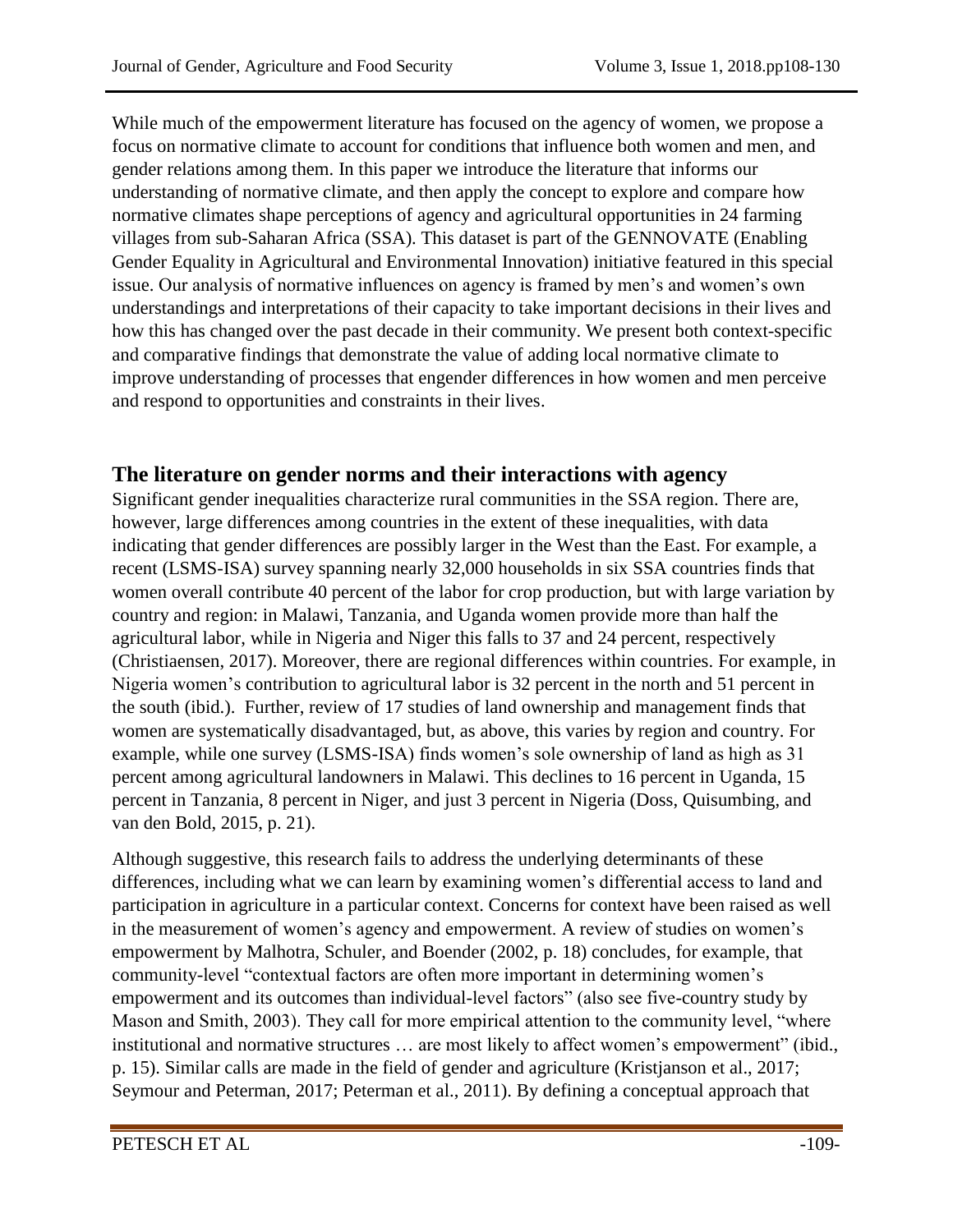While much of the empowerment literature has focused on the agency of women, we propose a focus on normative climate to account for conditions that influence both women and men, and gender relations among them. In this paper we introduce the literature that informs our understanding of normative climate, and then apply the concept to explore and compare how normative climates shape perceptions of agency and agricultural opportunities in 24 farming villages from sub-Saharan Africa (SSA). This dataset is part of the GENNOVATE (Enabling Gender Equality in Agricultural and Environmental Innovation) initiative featured in this special issue. Our analysis of normative influences on agency is framed by men's and women's own understandings and interpretations of their capacity to take important decisions in their lives and how this has changed over the past decade in their community. We present both context-specific and comparative findings that demonstrate the value of adding local normative climate to improve understanding of processes that engender differences in how women and men perceive and respond to opportunities and constraints in their lives.

## The literature on gender norms and their interactions with agency

Significant gender inequalities characterize rural communities in the SSA region. There are, however, large differences among countries in the extent of these inequalities, with data indicating that gender differences are possibly larger in the West than the East. For example, a recent (LSMS-ISA) survey spanning nearly 32,000 households in six SSA countries finds that women overall contribute 40 percent of the labor for crop production, but with large variation by country and region: in Malawi, Tanzania, and Uganda women provide more than half the agricultural labor, while in Nigeria and Niger this falls to 37 and 24 percent, respectively (Christiaensen, 2017). Moreover, there are regional differences within countries. For example, in Nigeria women's contribution to agricultural labor is 32 percent in the north and 51 percent in the south (ibid.). Further, review of 17 studies of land ownership and management finds that women are systematically disadvantaged, but, as above, this varies by region and country. For example, while one survey (LSMS-ISA) finds women's sole ownership of land as high as 31 percent among agricultural landowners in Malawi. This declines to 16 percent in Uganda, 15 percent in Tanzania, 8 percent in Niger, and just 3 percent in Nigeria (Doss, Quisumbing, and van den Bold, 2015, p. 21).

Although suggestive, this research fails to address the underlying determinants of these differences, including what we can learn by examining women's differential access to land and participation in agriculture in a particular context. Concerns for context have been raised as well in the measurement of women's agency and empowerment. A review of studies on women's empowerment by Malhotra, Schuler, and Boender (2002, p. 18) concludes, for example, that community-level "contextual factors are often more important in determining women's empowerment and its outcomes than individual-level factors" (also see five-country study by Mason and Smith, 2003). They call for more empirical attention to the community level, "where institutional and normative structures … are most likely to affect women's empowerment" (ibid., p. 15). Similar calls are made in the field of gender and agriculture (Kristjanson et al., 2017; Seymour and Peterman, 2017; Peterman et al., 2011). By defining a conceptual approach that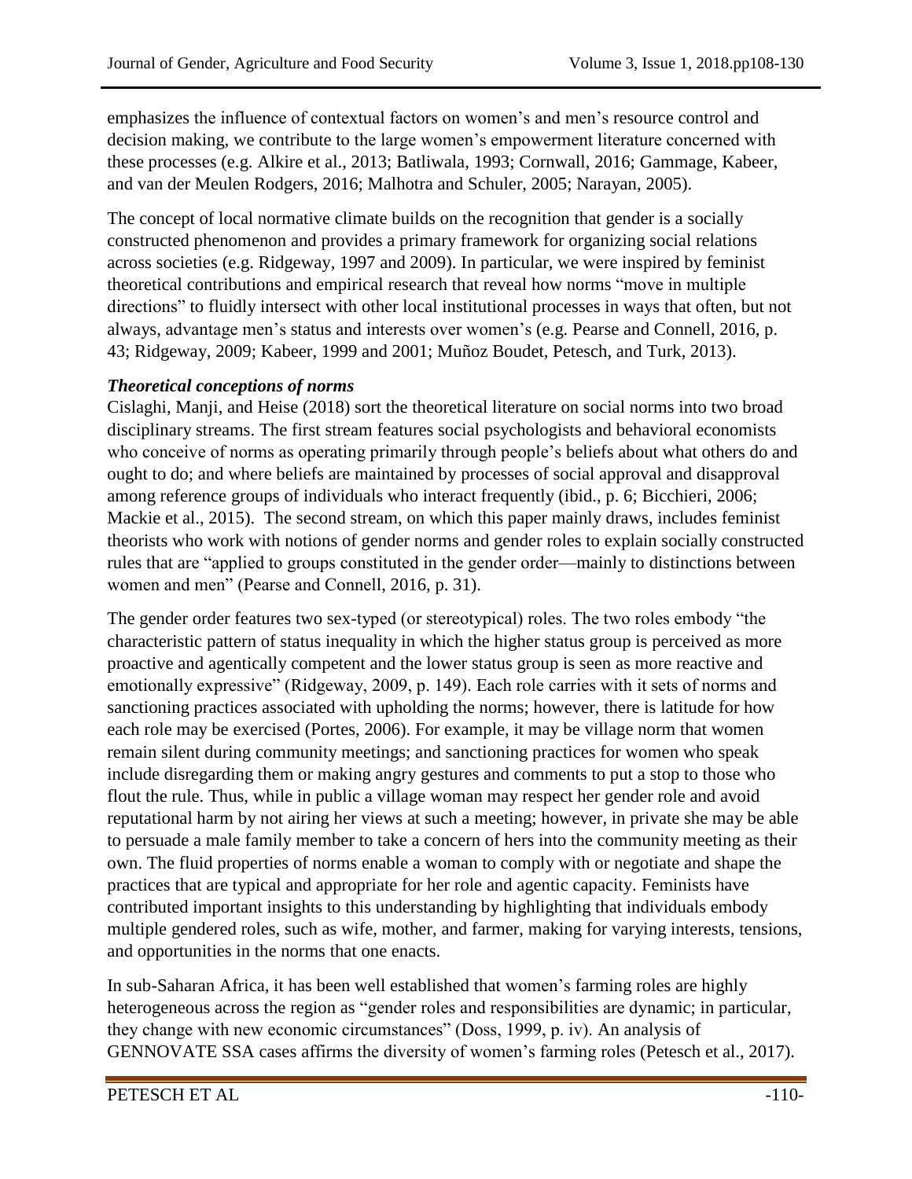emphasizes the influence of contextual factors on women's and men's resource control and decision making, we contribute to the large women's empowerment literature concerned with these processes (e.g. Alkire et al., 2013; Batliwala, 1993; Cornwall, 2016; Gammage, Kabeer, and van der Meulen Rodgers, 2016; Malhotra and Schuler, 2005; Narayan, 2005).

The concept of local normative climate builds on the recognition that gender is a socially constructed phenomenon and provides a primary framework for organizing social relations across societies (e.g. Ridgeway, 1997 and 2009). In particular, we were inspired by feminist theoretical contributions and empirical research that reveal how norms "move in multiple directions" to fluidly intersect with other local institutional processes in ways that often, but not always, advantage men's status and interests over women's (e.g. Pearse and Connell, 2016, p. 43; Ridgeway, 2009; Kabeer, 1999 and 2001; Muñoz Boudet, Petesch, and Turk, 2013).

### *Theoretical conceptions of norms*

Cislaghi, Manji, and Heise (2018) sort the theoretical literature on social norms into two broad disciplinary streams. The first stream features social psychologists and behavioral economists who conceive of norms as operating primarily through people's beliefs about what others do and ought to do; and where beliefs are maintained by processes of social approval and disapproval among reference groups of individuals who interact frequently (ibid., p. 6; Bicchieri, 2006; Mackie et al., 2015). The second stream, on which this paper mainly draws, includes feminist theorists who work with notions of gender norms and gender roles to explain socially constructed rules that are "applied to groups constituted in the gender order—mainly to distinctions between women and men" (Pearse and Connell, 2016, p. 31).

The gender order features two sex-typed (or stereotypical) roles. The two roles embody "the characteristic pattern of status inequality in which the higher status group is perceived as more proactive and agentically competent and the lower status group is seen as more reactive and emotionally expressive" (Ridgeway, 2009, p. 149). Each role carries with it sets of norms and sanctioning practices associated with upholding the norms; however, there is latitude for how each role may be exercised (Portes, 2006). For example, it may be village norm that women remain silent during community meetings; and sanctioning practices for women who speak include disregarding them or making angry gestures and comments to put a stop to those who flout the rule. Thus, while in public a village woman may respect her gender role and avoid reputational harm by not airing her views at such a meeting; however, in private she may be able to persuade a male family member to take a concern of hers into the community meeting as their own. The fluid properties of norms enable a woman to comply with or negotiate and shape the practices that are typical and appropriate for her role and agentic capacity. Feminists have contributed important insights to this understanding by highlighting that individuals embody multiple gendered roles, such as wife, mother, and farmer, making for varying interests, tensions, and opportunities in the norms that one enacts.

In sub-Saharan Africa, it has been well established that women's farming roles are highly heterogeneous across the region as "gender roles and responsibilities are dynamic; in particular, they change with new economic circumstances" (Doss, 1999, p. iv). An analysis of GENNOVATE SSA cases affirms the diversity of women's farming roles (Petesch et al., 2017).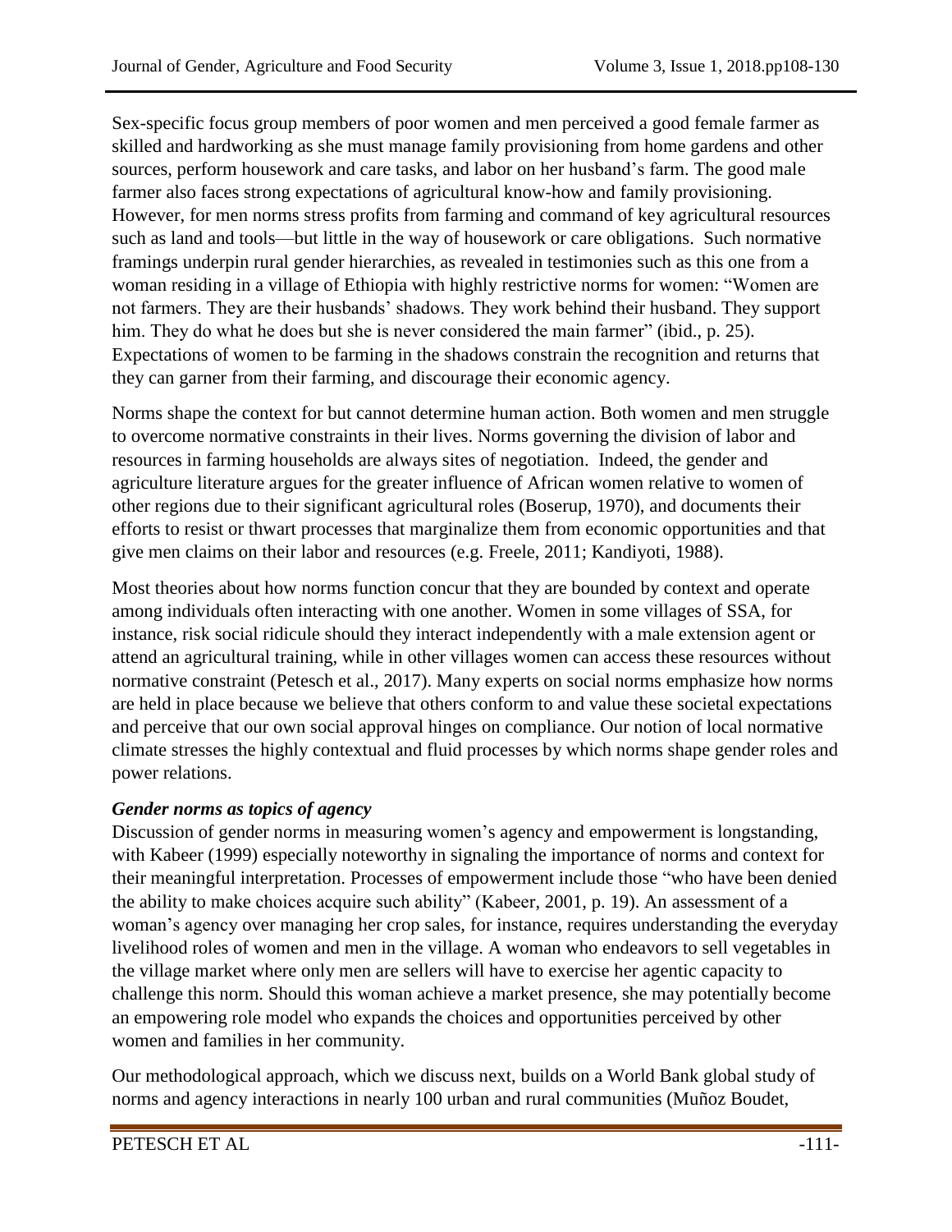Sex-specific focus group members of poor women and men perceived a good female farmer as skilled and hardworking as she must manage family provisioning from home gardens and other sources, perform housework and care tasks, and labor on her husband's farm. The good male farmer also faces strong expectations of agricultural know-how and family provisioning. However, for men norms stress profits from farming and command of key agricultural resources such as land and tools—but little in the way of housework or care obligations. Such normative framings underpin rural gender hierarchies, as revealed in testimonies such as this one from a woman residing in a village of Ethiopia with highly restrictive norms for women: "Women are not farmers. They are their husbands' shadows. They work behind their husband. They support him. They do what he does but she is never considered the main farmer" (ibid., p. 25). Expectations of women to be farming in the shadows constrain the recognition and returns that they can garner from their farming, and discourage their economic agency.

Norms shape the context for but cannot determine human action. Both women and men struggle to overcome normative constraints in their lives. Norms governing the division of labor and resources in farming households are always sites of negotiation. Indeed, the gender and agriculture literature argues for the greater influence of African women relative to women of other regions due to their significant agricultural roles (Boserup, 1970), and documents their efforts to resist or thwart processes that marginalize them from economic opportunities and that give men claims on their labor and resources (e.g. Freele, 2011; Kandiyoti, 1988).

Most theories about how norms function concur that they are bounded by context and operate among individuals often interacting with one another. Women in some villages of SSA, for instance, risk social ridicule should they interact independently with a male extension agent or attend an agricultural training, while in other villages women can access these resources without normative constraint (Petesch et al., 2017). Many experts on social norms emphasize how norms are held in place because we believe that others conform to and value these societal expectations and perceive that our own social approval hinges on compliance. Our notion of local normative climate stresses the highly contextual and fluid processes by which norms shape gender roles and power relations.

### *Gender norms as topics of agency*

Discussion of gender norms in measuring women's agency and empowerment is longstanding, with Kabeer (1999) especially noteworthy in signaling the importance of norms and context for their meaningful interpretation. Processes of empowerment include those "who have been denied the ability to make choices acquire such ability" (Kabeer, 2001, p. 19). An assessment of a woman's agency over managing her crop sales, for instance, requires understanding the everyday livelihood roles of women and men in the village. A woman who endeavors to sell vegetables in the village market where only men are sellers will have to exercise her agentic capacity to challenge this norm. Should this woman achieve a market presence, she may potentially become an empowering role model who expands the choices and opportunities perceived by other women and families in her community.

Our methodological approach, which we discuss next, builds on a World Bank global study of norms and agency interactions in nearly 100 urban and rural communities (Muñoz Boudet,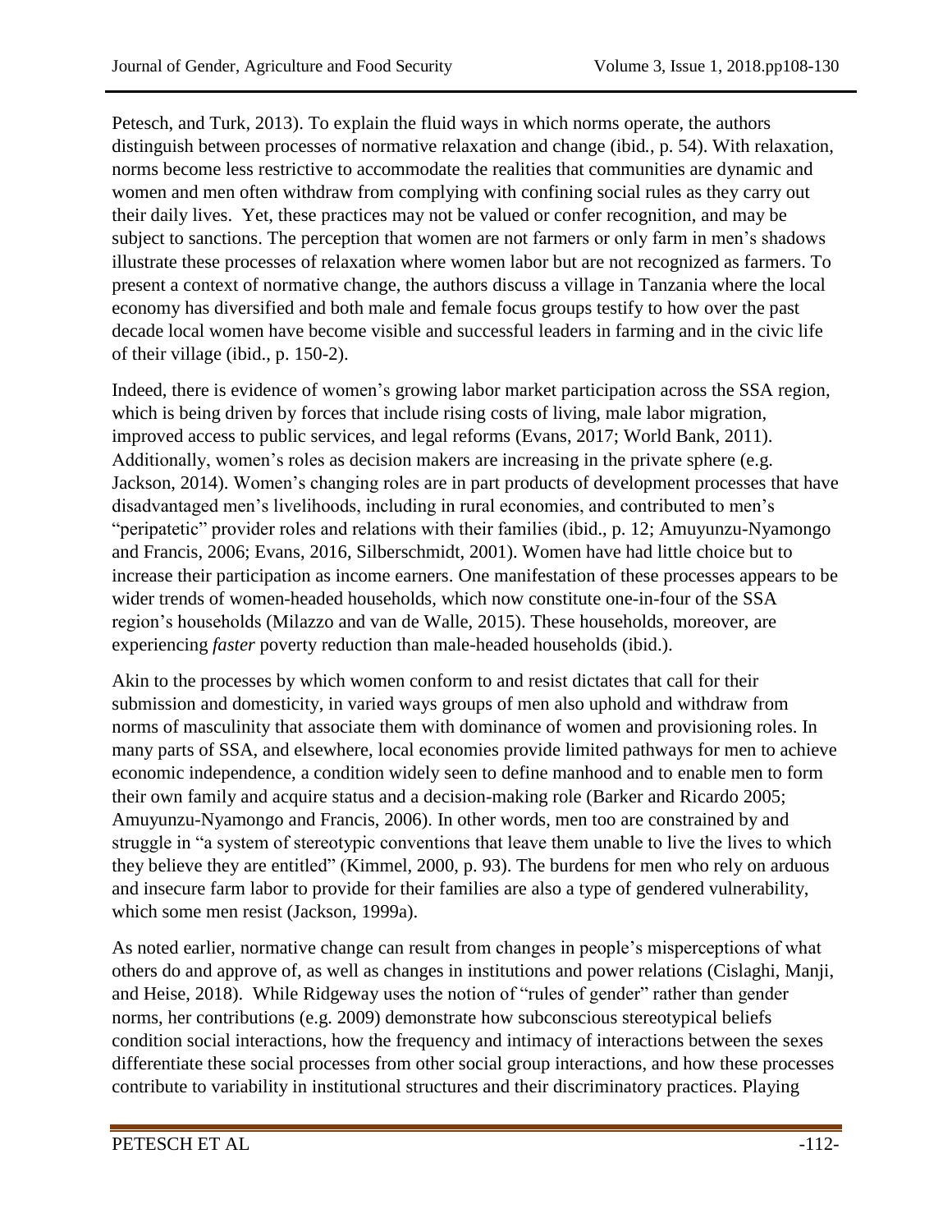Petesch, and Turk, 2013). To explain the fluid ways in which norms operate, the authors distinguish between processes of normative relaxation and change (ibid., p. 54). With relaxation, norms become less restrictive to accommodate the realities that communities are dynamic and women and men often withdraw from complying with confining social rules as they carry out their daily lives. Yet, these practices may not be valued or confer recognition, and may be subject to sanctions. The perception that women are not farmers or only farm in men's shadows illustrate these processes of relaxation where women labor but are not recognized as farmers. To present a context of normative change, the authors discuss a village in Tanzania where the local economy has diversified and both male and female focus groups testify to how over the past decade local women have become visible and successful leaders in farming and in the civic life of their village (ibid., p. 150-2).

Indeed, there is evidence of women's growing labor market participation across the SSA region, which is being driven by forces that include rising costs of living, male labor migration, improved access to public services, and legal reforms (Evans, 2017; World Bank, 2011). Additionally, women's roles as decision makers are increasing in the private sphere (e.g. Jackson, 2014). Women's changing roles are in part products of development processes that have disadvantaged men's livelihoods, including in rural economies, and contributed to men's "peripatetic" provider roles and relations with their families (ibid., p. 12; Amuyunzu-Nyamongo and Francis, 2006; Evans, 2016, Silberschmidt, 2001). Women have had little choice but to increase their participation as income earners. One manifestation of these processes appears to be wider trends of women-headed households, which now constitute one-in-four of the SSA region's households (Milazzo and van de Walle, 2015). These households, moreover, are experiencing *faster* poverty reduction than male-headed households (ibid.).

Akin to the processes by which women conform to and resist dictates that call for their submission and domesticity, in varied ways groups of men also uphold and withdraw from norms of masculinity that associate them with dominance of women and provisioning roles. In many parts of SSA, and elsewhere, local economies provide limited pathways for men to achieve economic independence, a condition widely seen to define manhood and to enable men to form their own family and acquire status and a decision-making role (Barker and Ricardo 2005; Amuyunzu-Nyamongo and Francis, 2006). In other words, men too are constrained by and struggle in "a system of stereotypic conventions that leave them unable to live the lives to which they believe they are entitled" (Kimmel, 2000, p. 93). The burdens for men who rely on arduous and insecure farm labor to provide for their families are also a type of gendered vulnerability, which some men resist (Jackson, 1999a).

As noted earlier, normative change can result from changes in people's misperceptions of what others do and approve of, as well as changes in institutions and power relations (Cislaghi, Manji, and Heise, 2018). While Ridgeway uses the notion of "rules of gender" rather than gender norms, her contributions (e.g. 2009) demonstrate how subconscious stereotypical beliefs condition social interactions, how the frequency and intimacy of interactions between the sexes differentiate these social processes from other social group interactions, and how these processes contribute to variability in institutional structures and their discriminatory practices. Playing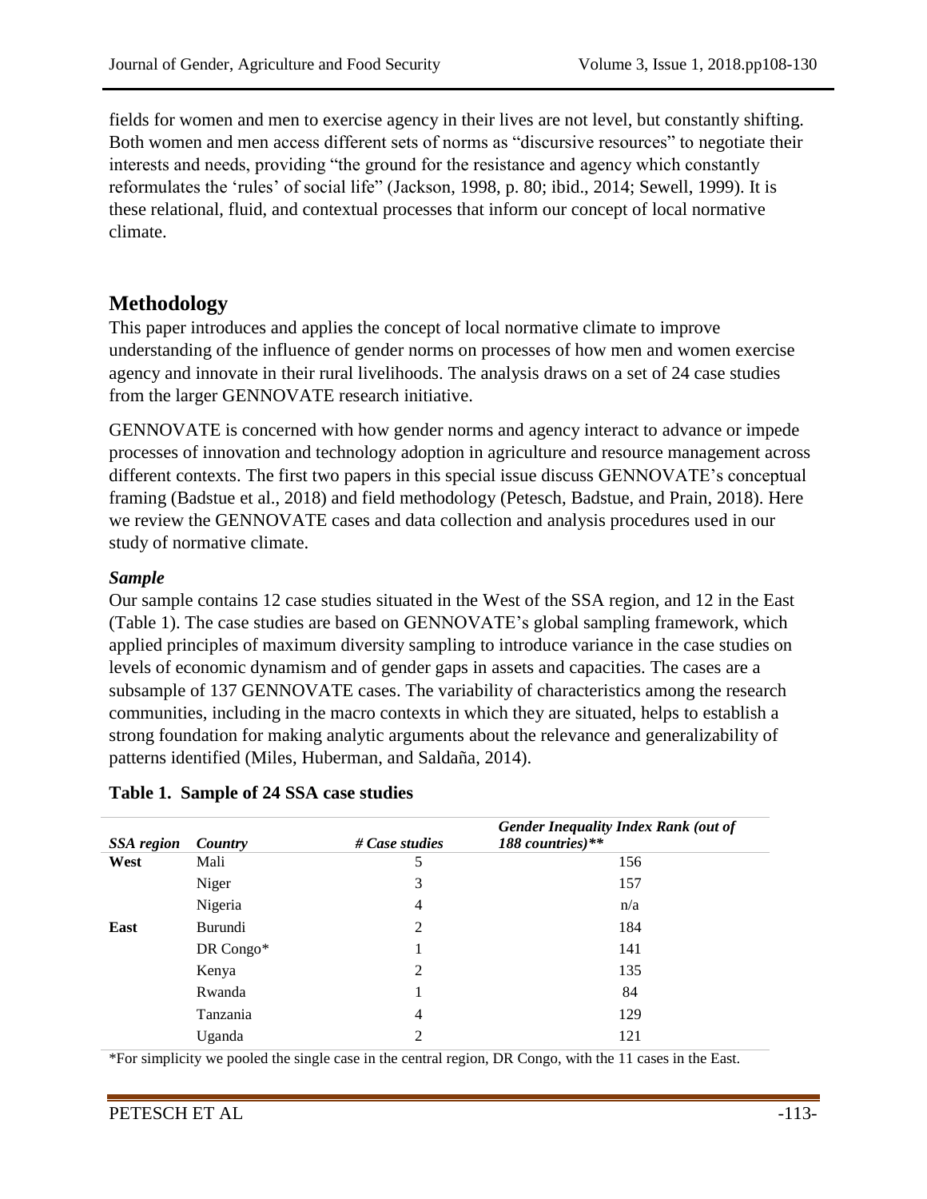fields for women and men to exercise agency in their lives are not level, but constantly shifting. Both women and men access different sets of norms as "discursive resources" to negotiate their interests and needs, providing "the ground for the resistance and agency which constantly reformulates the 'rules' of social life" (Jackson, 1998, p. 80; ibid., 2014; Sewell, 1999). It is these relational, fluid, and contextual processes that inform our concept of local normative climate.

## Methodology

This paper introduces and applies the concept of local normative climate to improve understanding of the influence of gender norms on processes of how men and women exercise agency and innovate in their rural livelihoods. The analysis draws on a set of 24 case studies from the larger GENNOVATE research initiative.

GENNOVATE is concerned with how gender norms and agency interact to advance or impede processes of innovation and technology adoption in agriculture and resource management across different contexts. The first two papers in this special issue discuss GENNOVATE's conceptual framing (Badstue et al., 2018) and field methodology (Petesch, Badstue, and Prain, 2018). Here we review the GENNOVATE cases and data collection and analysis procedures used in our study of normative climate.

### *Sample*

Our sample contains 12 case studies situated in the West of the SSA region, and 12 in the East (Table 1). The case studies are based on GENNOVATE's global sampling framework, which applied principles of maximum diversity sampling to introduce variance in the case studies on levels of economic dynamism and of gender gaps in assets and capacities. The cases are a subsample of 137 GENNOVATE cases. The variability of characteristics among the research communities, including in the macro contexts in which they are situated, helps to establish a strong foundation for making analytic arguments about the relevance and generalizability of patterns identified (Miles, Huberman, and Saldaña, 2014).

**Table 1. Sample of 24 SSA case studies**

| *SSA region* | *Country* | *# Case studies* | *Gender Inequality Index Rank (out of 188 countries)\*\** |
|---|---|---|---|
| **West** | Mali | 5 | 156 |
| | Niger | 3 | 157 |
| | Nigeria | 4 | n/a |
| **East** | Burundi | 2 | 184 |
| | DR Congo* | 1 | 141 |
| | Kenya | 2 | 135 |
| | Rwanda | 1 | 84 |
| | Tanzania | 4 | 129 |
| | Uganda | 2 | 121 |

*For simplicity we pooled the single case in the central region, DR Congo, with the 11 cases in the East.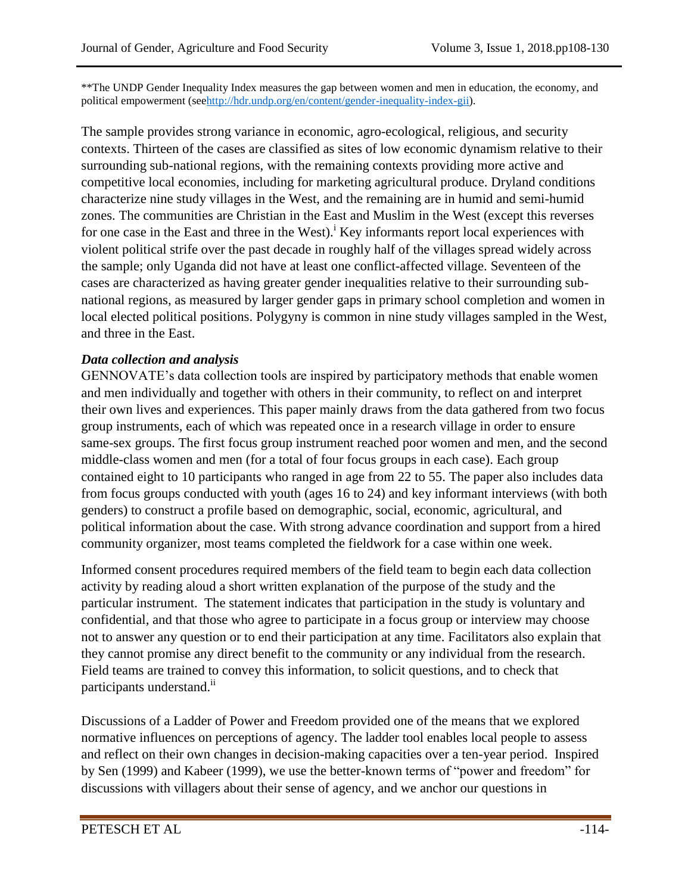**The UNDP Gender Inequality Index measures the gap between women and men in education, the economy, and political empowerment (seehttp://hdr.undp.org/en/content/gender-inequality-index-gii).

The sample provides strong variance in economic, agro-ecological, religious, and security contexts. Thirteen of the cases are classified as sites of low economic dynamism relative to their surrounding sub-national regions, with the remaining contexts providing more active and competitive local economies, including for marketing agricultural produce. Dryland conditions characterize nine study villages in the West, and the remaining are in humid and semi-humid zones. The communities are Christian in the East and Muslim in the West (except this reverses for one case in the East and three in the West).[i] Key informants report local experiences with violent political strife over the past decade in roughly half of the villages spread widely across the sample; only Uganda did not have at least one conflict-affected village. Seventeen of the cases are characterized as having greater gender inequalities relative to their surrounding sub-national regions, as measured by larger gender gaps in primary school completion and women in local elected political positions. Polygyny is common in nine study villages sampled in the West, and three in the East.

### *Data collection and analysis*

GENNOVATE's data collection tools are inspired by participatory methods that enable women and men individually and together with others in their community, to reflect on and interpret their own lives and experiences. This paper mainly draws from the data gathered from two focus group instruments, each of which was repeated once in a research village in order to ensure same-sex groups. The first focus group instrument reached poor women and men, and the second middle-class women and men (for a total of four focus groups in each case). Each group contained eight to 10 participants who ranged in age from 22 to 55. The paper also includes data from focus groups conducted with youth (ages 16 to 24) and key informant interviews (with both genders) to construct a profile based on demographic, social, economic, agricultural, and political information about the case. With strong advance coordination and support from a hired community organizer, most teams completed the fieldwork for a case within one week.

Informed consent procedures required members of the field team to begin each data collection activity by reading aloud a short written explanation of the purpose of the study and the particular instrument. The statement indicates that participation in the study is voluntary and confidential, and that those who agree to participate in a focus group or interview may choose not to answer any question or to end their participation at any time. Facilitators also explain that they cannot promise any direct benefit to the community or any individual from the research. Field teams are trained to convey this information, to solicit questions, and to check that participants understand.[ii]

Discussions of a Ladder of Power and Freedom provided one of the means that we explored normative influences on perceptions of agency. The ladder tool enables local people to assess and reflect on their own changes in decision-making capacities over a ten-year period. Inspired by Sen (1999) and Kabeer (1999), we use the better-known terms of "power and freedom" for discussions with villagers about their sense of agency, and we anchor our questions in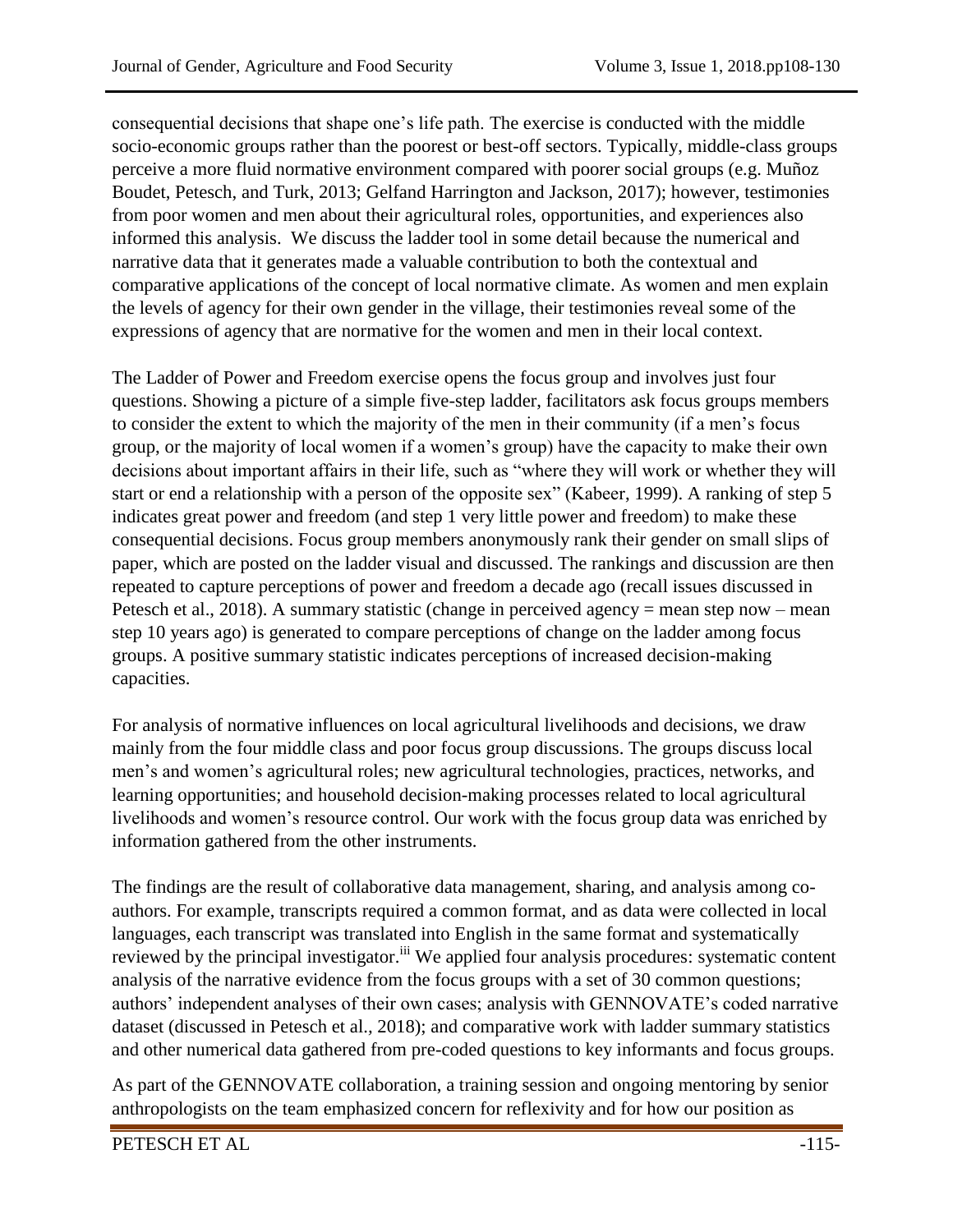consequential decisions that shape one's life path. The exercise is conducted with the middle socio-economic groups rather than the poorest or best-off sectors. Typically, middle-class groups perceive a more fluid normative environment compared with poorer social groups (e.g. Muñoz Boudet, Petesch, and Turk, 2013; Gelfand Harrington and Jackson, 2017); however, testimonies from poor women and men about their agricultural roles, opportunities, and experiences also informed this analysis. We discuss the ladder tool in some detail because the numerical and narrative data that it generates made a valuable contribution to both the contextual and comparative applications of the concept of local normative climate. As women and men explain the levels of agency for their own gender in the village, their testimonies reveal some of the expressions of agency that are normative for the women and men in their local context.

The Ladder of Power and Freedom exercise opens the focus group and involves just four questions. Showing a picture of a simple five-step ladder, facilitators ask focus groups members to consider the extent to which the majority of the men in their community (if a men's focus group, or the majority of local women if a women's group) have the capacity to make their own decisions about important affairs in their life, such as "where they will work or whether they will start or end a relationship with a person of the opposite sex" (Kabeer, 1999). A ranking of step 5 indicates great power and freedom (and step 1 very little power and freedom) to make these consequential decisions. Focus group members anonymously rank their gender on small slips of paper, which are posted on the ladder visual and discussed. The rankings and discussion are then repeated to capture perceptions of power and freedom a decade ago (recall issues discussed in Petesch et al., 2018). A summary statistic (change in perceived agency = mean step now – mean step 10 years ago) is generated to compare perceptions of change on the ladder among focus groups. A positive summary statistic indicates perceptions of increased decision-making capacities.

For analysis of normative influences on local agricultural livelihoods and decisions, we draw mainly from the four middle class and poor focus group discussions. The groups discuss local men's and women's agricultural roles; new agricultural technologies, practices, networks, and learning opportunities; and household decision-making processes related to local agricultural livelihoods and women's resource control. Our work with the focus group data was enriched by information gathered from the other instruments.

The findings are the result of collaborative data management, sharing, and analysis among co-authors. For example, transcripts required a common format, and as data were collected in local languages, each transcript was translated into English in the same format and systematically reviewed by the principal investigator.[iii] We applied four analysis procedures: systematic content analysis of the narrative evidence from the focus groups with a set of 30 common questions; authors' independent analyses of their own cases; analysis with GENNOVATE's coded narrative dataset (discussed in Petesch et al., 2018); and comparative work with ladder summary statistics and other numerical data gathered from pre-coded questions to key informants and focus groups.

As part of the GENNOVATE collaboration, a training session and ongoing mentoring by senior anthropologists on the team emphasized concern for reflexivity and for how our position as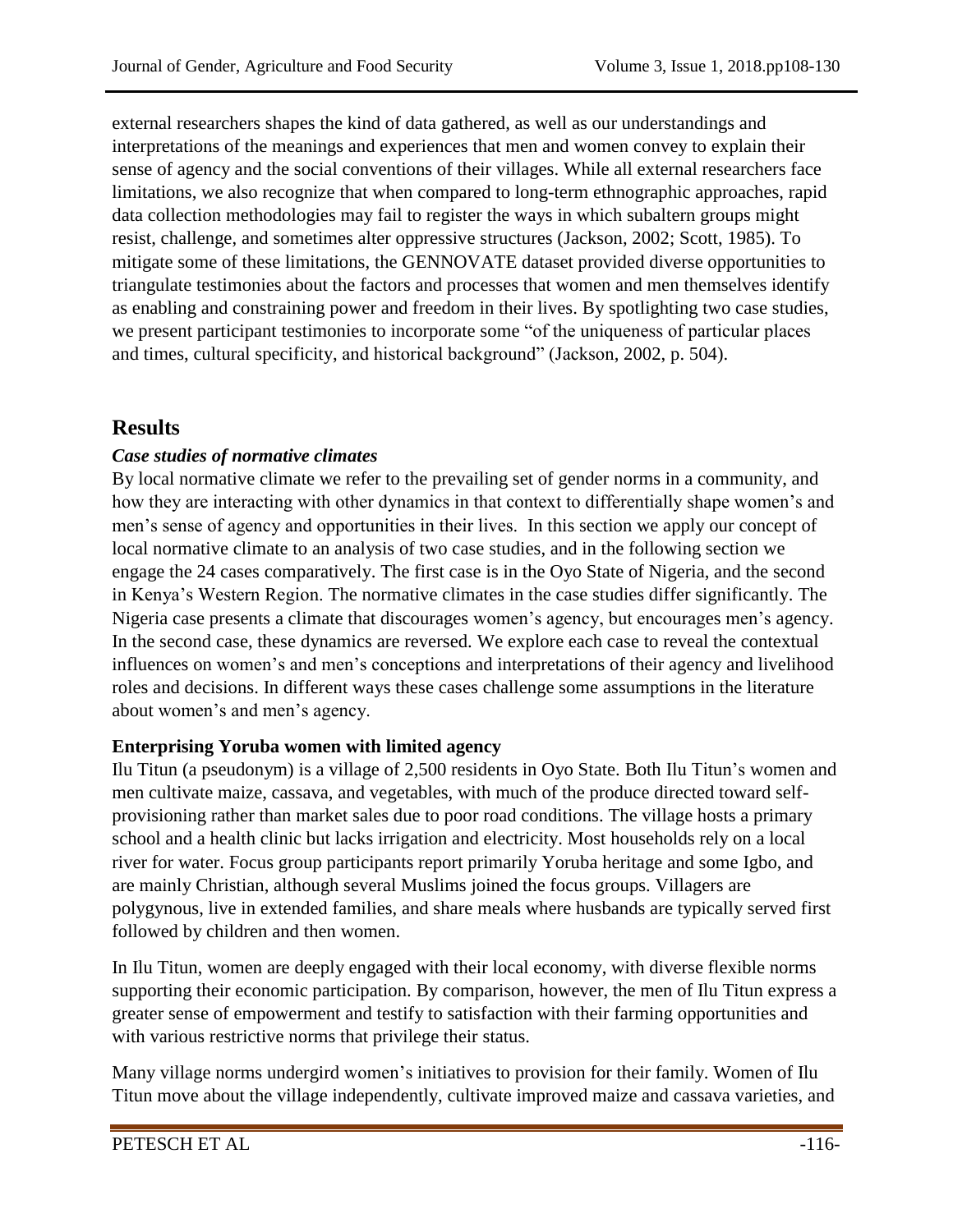external researchers shapes the kind of data gathered, as well as our understandings and interpretations of the meanings and experiences that men and women convey to explain their sense of agency and the social conventions of their villages. While all external researchers face limitations, we also recognize that when compared to long-term ethnographic approaches, rapid data collection methodologies may fail to register the ways in which subaltern groups might resist, challenge, and sometimes alter oppressive structures (Jackson, 2002; Scott, 1985). To mitigate some of these limitations, the GENNOVATE dataset provided diverse opportunities to triangulate testimonies about the factors and processes that women and men themselves identify as enabling and constraining power and freedom in their lives. By spotlighting two case studies, we present participant testimonies to incorporate some "of the uniqueness of particular places and times, cultural specificity, and historical background" (Jackson, 2002, p. 504).

## Results

### *Case studies of normative climates*

By local normative climate we refer to the prevailing set of gender norms in a community, and how they are interacting with other dynamics in that context to differentially shape women's and men's sense of agency and opportunities in their lives. In this section we apply our concept of local normative climate to an analysis of two case studies, and in the following section we engage the 24 cases comparatively. The first case is in the Oyo State of Nigeria, and the second in Kenya's Western Region. The normative climates in the case studies differ significantly. The Nigeria case presents a climate that discourages women's agency, but encourages men's agency. In the second case, these dynamics are reversed. We explore each case to reveal the contextual influences on women's and men's conceptions and interpretations of their agency and livelihood roles and decisions. In different ways these cases challenge some assumptions in the literature about women's and men's agency.

#### Enterprising Yoruba women with limited agency

Ilu Titun (a pseudonym) is a village of 2,500 residents in Oyo State. Both Ilu Titun's women and men cultivate maize, cassava, and vegetables, with much of the produce directed toward self-provisioning rather than market sales due to poor road conditions. The village hosts a primary school and a health clinic but lacks irrigation and electricity. Most households rely on a local river for water. Focus group participants report primarily Yoruba heritage and some Igbo, and are mainly Christian, although several Muslims joined the focus groups. Villagers are polygynous, live in extended families, and share meals where husbands are typically served first followed by children and then women.

In Ilu Titun, women are deeply engaged with their local economy, with diverse flexible norms supporting their economic participation. By comparison, however, the men of Ilu Titun express a greater sense of empowerment and testify to satisfaction with their farming opportunities and with various restrictive norms that privilege their status.

Many village norms undergird women's initiatives to provision for their family. Women of Ilu Titun move about the village independently, cultivate improved maize and cassava varieties, and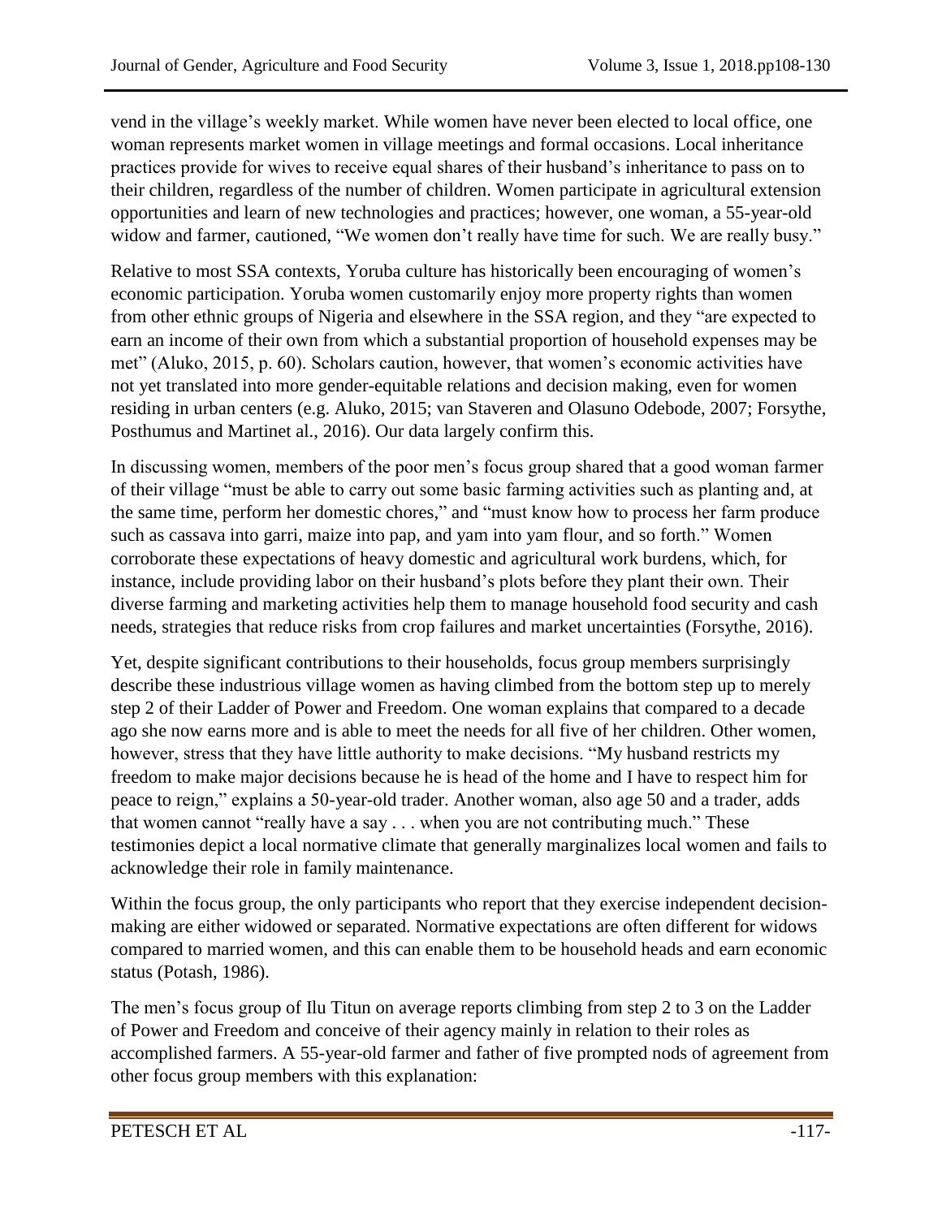vend in the village's weekly market. While women have never been elected to local office, one woman represents market women in village meetings and formal occasions. Local inheritance practices provide for wives to receive equal shares of their husband's inheritance to pass on to their children, regardless of the number of children. Women participate in agricultural extension opportunities and learn of new technologies and practices; however, one woman, a 55-year-old widow and farmer, cautioned, "We women don't really have time for such. We are really busy."

Relative to most SSA contexts, Yoruba culture has historically been encouraging of women's economic participation. Yoruba women customarily enjoy more property rights than women from other ethnic groups of Nigeria and elsewhere in the SSA region, and they "are expected to earn an income of their own from which a substantial proportion of household expenses may be met" (Aluko, 2015, p. 60). Scholars caution, however, that women's economic activities have not yet translated into more gender-equitable relations and decision making, even for women residing in urban centers (e.g. Aluko, 2015; van Staveren and Olasuno Odebode, 2007; Forsythe, Posthumus and Martinet al., 2016). Our data largely confirm this.

In discussing women, members of the poor men's focus group shared that a good woman farmer of their village "must be able to carry out some basic farming activities such as planting and, at the same time, perform her domestic chores," and "must know how to process her farm produce such as cassava into garri, maize into pap, and yam into yam flour, and so forth." Women corroborate these expectations of heavy domestic and agricultural work burdens, which, for instance, include providing labor on their husband's plots before they plant their own. Their diverse farming and marketing activities help them to manage household food security and cash needs, strategies that reduce risks from crop failures and market uncertainties (Forsythe, 2016).

Yet, despite significant contributions to their households, focus group members surprisingly describe these industrious village women as having climbed from the bottom step up to merely step 2 of their Ladder of Power and Freedom. One woman explains that compared to a decade ago she now earns more and is able to meet the needs for all five of her children. Other women, however, stress that they have little authority to make decisions. "My husband restricts my freedom to make major decisions because he is head of the home and I have to respect him for peace to reign," explains a 50-year-old trader. Another woman, also age 50 and a trader, adds that women cannot "really have a say . . . when you are not contributing much." These testimonies depict a local normative climate that generally marginalizes local women and fails to acknowledge their role in family maintenance.

Within the focus group, the only participants who report that they exercise independent decision-making are either widowed or separated. Normative expectations are often different for widows compared to married women, and this can enable them to be household heads and earn economic status (Potash, 1986).

The men's focus group of Ilu Titun on average reports climbing from step 2 to 3 on the Ladder of Power and Freedom and conceive of their agency mainly in relation to their roles as accomplished farmers. A 55-year-old farmer and father of five prompted nods of agreement from other focus group members with this explanation: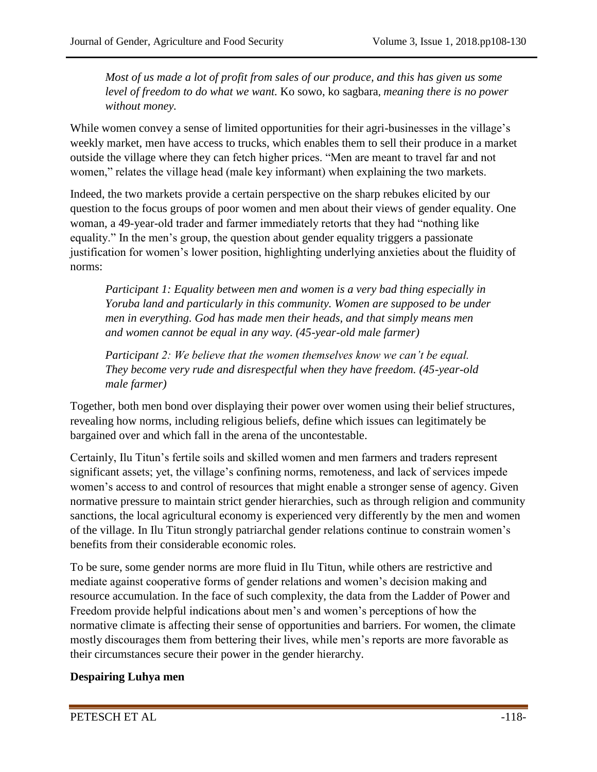*Most of us made a lot of profit from sales of our produce, and this has given us some level of freedom to do what we want.* Ko sowo, ko sagbara, *meaning there is no power without money.*

While women convey a sense of limited opportunities for their agri-businesses in the village's weekly market, men have access to trucks, which enables them to sell their produce in a market outside the village where they can fetch higher prices. "Men are meant to travel far and not women," relates the village head (male key informant) when explaining the two markets.

Indeed, the two markets provide a certain perspective on the sharp rebukes elicited by our question to the focus groups of poor women and men about their views of gender equality. One woman, a 49-year-old trader and farmer immediately retorts that they had "nothing like equality." In the men's group, the question about gender equality triggers a passionate justification for women's lower position, highlighting underlying anxieties about the fluidity of norms:

> *Participant 1: Equality between men and women is a very bad thing especially in Yoruba land and particularly in this community. Women are supposed to be under men in everything. God has made men their heads, and that simply means men and women cannot be equal in any way. (45-year-old male farmer)*

> *Participant 2: We believe that the women themselves know we can't be equal. They become very rude and disrespectful when they have freedom. (45-year-old male farmer)*

Together, both men bond over displaying their power over women using their belief structures, revealing how norms, including religious beliefs, define which issues can legitimately be bargained over and which fall in the arena of the uncontestable.

Certainly, Ilu Titun's fertile soils and skilled women and men farmers and traders represent significant assets; yet, the village's confining norms, remoteness, and lack of services impede women's access to and control of resources that might enable a stronger sense of agency. Given normative pressure to maintain strict gender hierarchies, such as through religion and community sanctions, the local agricultural economy is experienced very differently by the men and women of the village. In Ilu Titun strongly patriarchal gender relations continue to constrain women's benefits from their considerable economic roles.

To be sure, some gender norms are more fluid in Ilu Titun, while others are restrictive and mediate against cooperative forms of gender relations and women's decision making and resource accumulation. In the face of such complexity, the data from the Ladder of Power and Freedom provide helpful indications about men's and women's perceptions of how the normative climate is affecting their sense of opportunities and barriers. For women, the climate mostly discourages them from bettering their lives, while men's reports are more favorable as their circumstances secure their power in the gender hierarchy.

**Despairing Luhya men**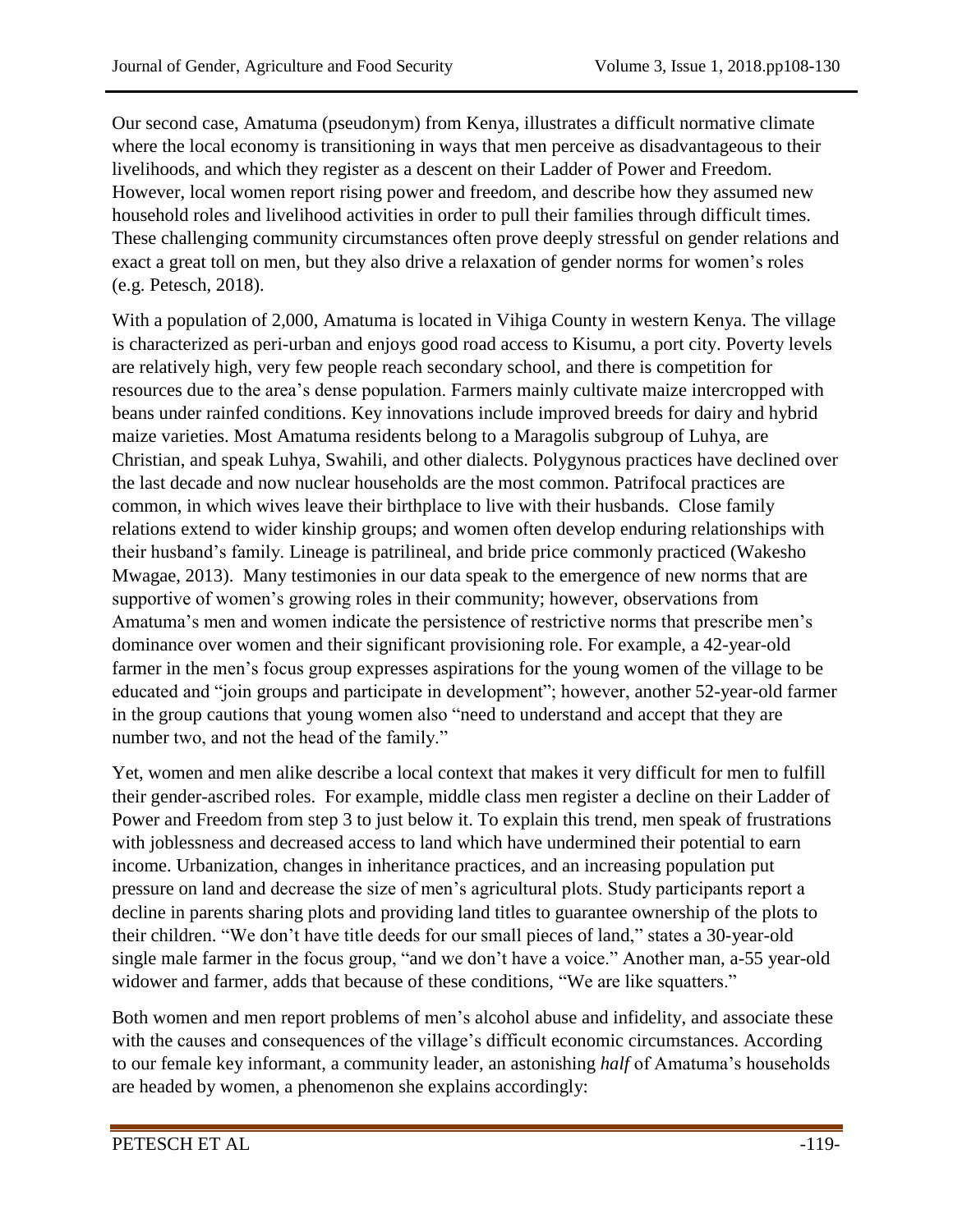Our second case, Amatuma (pseudonym) from Kenya, illustrates a difficult normative climate where the local economy is transitioning in ways that men perceive as disadvantageous to their livelihoods, and which they register as a descent on their Ladder of Power and Freedom. However, local women report rising power and freedom, and describe how they assumed new household roles and livelihood activities in order to pull their families through difficult times. These challenging community circumstances often prove deeply stressful on gender relations and exact a great toll on men, but they also drive a relaxation of gender norms for women's roles (e.g. Petesch, 2018).

With a population of 2,000, Amatuma is located in Vihiga County in western Kenya. The village is characterized as peri-urban and enjoys good road access to Kisumu, a port city. Poverty levels are relatively high, very few people reach secondary school, and there is competition for resources due to the area's dense population. Farmers mainly cultivate maize intercropped with beans under rainfed conditions. Key innovations include improved breeds for dairy and hybrid maize varieties. Most Amatuma residents belong to a Maragolis subgroup of Luhya, are Christian, and speak Luhya, Swahili, and other dialects. Polygynous practices have declined over the last decade and now nuclear households are the most common. Patrifocal practices are common, in which wives leave their birthplace to live with their husbands. Close family relations extend to wider kinship groups; and women often develop enduring relationships with their husband's family. Lineage is patrilineal, and bride price commonly practiced (Wakesho Mwagae, 2013). Many testimonies in our data speak to the emergence of new norms that are supportive of women's growing roles in their community; however, observations from Amatuma's men and women indicate the persistence of restrictive norms that prescribe men's dominance over women and their significant provisioning role. For example, a 42-year-old farmer in the men's focus group expresses aspirations for the young women of the village to be educated and "join groups and participate in development"; however, another 52-year-old farmer in the group cautions that young women also "need to understand and accept that they are number two, and not the head of the family."

Yet, women and men alike describe a local context that makes it very difficult for men to fulfill their gender-ascribed roles. For example, middle class men register a decline on their Ladder of Power and Freedom from step 3 to just below it. To explain this trend, men speak of frustrations with joblessness and decreased access to land which have undermined their potential to earn income. Urbanization, changes in inheritance practices, and an increasing population put pressure on land and decrease the size of men's agricultural plots. Study participants report a decline in parents sharing plots and providing land titles to guarantee ownership of the plots to their children. "We don't have title deeds for our small pieces of land," states a 30-year-old single male farmer in the focus group, "and we don't have a voice." Another man, a-55 year-old widower and farmer, adds that because of these conditions, "We are like squatters."

Both women and men report problems of men's alcohol abuse and infidelity, and associate these with the causes and consequences of the village's difficult economic circumstances. According to our female key informant, a community leader, an astonishing *half* of Amatuma's households are headed by women, a phenomenon she explains accordingly: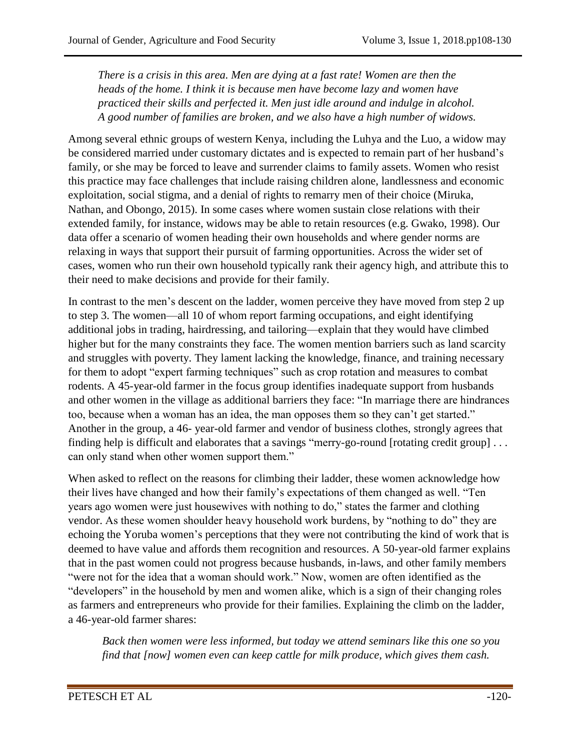> *There is a crisis in this area. Men are dying at a fast rate! Women are then the heads of the home. I think it is because men have become lazy and women have practiced their skills and perfected it. Men just idle around and indulge in alcohol. A good number of families are broken, and we also have a high number of widows.*

Among several ethnic groups of western Kenya, including the Luhya and the Luo, a widow may be considered married under customary dictates and is expected to remain part of her husband's family, or she may be forced to leave and surrender claims to family assets. Women who resist this practice may face challenges that include raising children alone, landlessness and economic exploitation, social stigma, and a denial of rights to remarry men of their choice (Miruka, Nathan, and Obongo, 2015). In some cases where women sustain close relations with their extended family, for instance, widows may be able to retain resources (e.g. Gwako, 1998). Our data offer a scenario of women heading their own households and where gender norms are relaxing in ways that support their pursuit of farming opportunities. Across the wider set of cases, women who run their own household typically rank their agency high, and attribute this to their need to make decisions and provide for their family.

In contrast to the men's descent on the ladder, women perceive they have moved from step 2 up to step 3. The women—all 10 of whom report farming occupations, and eight identifying additional jobs in trading, hairdressing, and tailoring—explain that they would have climbed higher but for the many constraints they face. The women mention barriers such as land scarcity and struggles with poverty. They lament lacking the knowledge, finance, and training necessary for them to adopt "expert farming techniques" such as crop rotation and measures to combat rodents. A 45-year-old farmer in the focus group identifies inadequate support from husbands and other women in the village as additional barriers they face: "In marriage there are hindrances too, because when a woman has an idea, the man opposes them so they can't get started." Another in the group, a 46- year-old farmer and vendor of business clothes, strongly agrees that finding help is difficult and elaborates that a savings "merry-go-round [rotating credit group] . . . can only stand when other women support them."

When asked to reflect on the reasons for climbing their ladder, these women acknowledge how their lives have changed and how their family's expectations of them changed as well. "Ten years ago women were just housewives with nothing to do," states the farmer and clothing vendor. As these women shoulder heavy household work burdens, by "nothing to do" they are echoing the Yoruba women's perceptions that they were not contributing the kind of work that is deemed to have value and affords them recognition and resources. A 50-year-old farmer explains that in the past women could not progress because husbands, in-laws, and other family members "were not for the idea that a woman should work." Now, women are often identified as the "developers" in the household by men and women alike, which is a sign of their changing roles as farmers and entrepreneurs who provide for their families. Explaining the climb on the ladder, a 46-year-old farmer shares:

> *Back then women were less informed, but today we attend seminars like this one so you find that [now] women even can keep cattle for milk produce, which gives them cash.*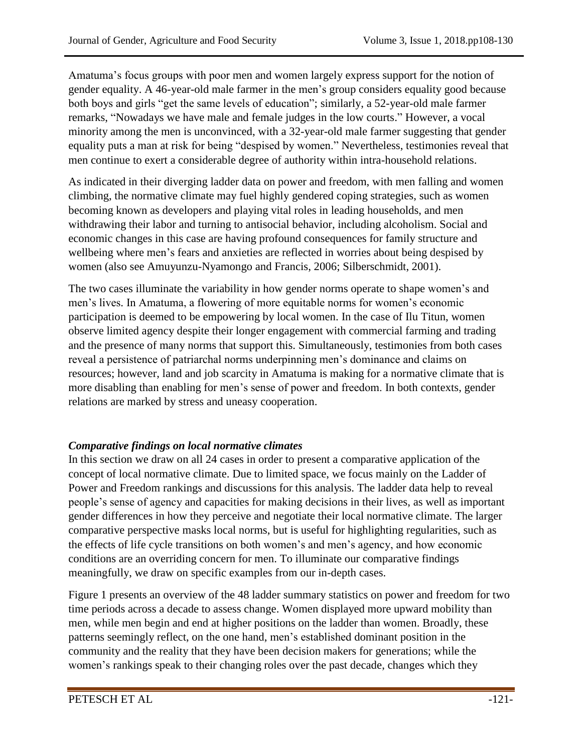Amatuma's focus groups with poor men and women largely express support for the notion of gender equality. A 46-year-old male farmer in the men's group considers equality good because both boys and girls "get the same levels of education"; similarly, a 52-year-old male farmer remarks, "Nowadays we have male and female judges in the low courts." However, a vocal minority among the men is unconvinced, with a 32-year-old male farmer suggesting that gender equality puts a man at risk for being "despised by women." Nevertheless, testimonies reveal that men continue to exert a considerable degree of authority within intra-household relations.

As indicated in their diverging ladder data on power and freedom, with men falling and women climbing, the normative climate may fuel highly gendered coping strategies, such as women becoming known as developers and playing vital roles in leading households, and men withdrawing their labor and turning to antisocial behavior, including alcoholism. Social and economic changes in this case are having profound consequences for family structure and wellbeing where men's fears and anxieties are reflected in worries about being despised by women (also see Amuyunzu-Nyamongo and Francis, 2006; Silberschmidt, 2001).

The two cases illuminate the variability in how gender norms operate to shape women's and men's lives. In Amatuma, a flowering of more equitable norms for women's economic participation is deemed to be empowering by local women. In the case of Ilu Titun, women observe limited agency despite their longer engagement with commercial farming and trading and the presence of many norms that support this. Simultaneously, testimonies from both cases reveal a persistence of patriarchal norms underpinning men's dominance and claims on resources; however, land and job scarcity in Amatuma is making for a normative climate that is more disabling than enabling for men's sense of power and freedom. In both contexts, gender relations are marked by stress and uneasy cooperation.

### *Comparative findings on local normative climates*

In this section we draw on all 24 cases in order to present a comparative application of the concept of local normative climate. Due to limited space, we focus mainly on the Ladder of Power and Freedom rankings and discussions for this analysis. The ladder data help to reveal people's sense of agency and capacities for making decisions in their lives, as well as important gender differences in how they perceive and negotiate their local normative climate. The larger comparative perspective masks local norms, but is useful for highlighting regularities, such as the effects of life cycle transitions on both women's and men's agency, and how economic conditions are an overriding concern for men. To illuminate our comparative findings meaningfully, we draw on specific examples from our in-depth cases.

Figure 1 presents an overview of the 48 ladder summary statistics on power and freedom for two time periods across a decade to assess change. Women displayed more upward mobility than men, while men begin and end at higher positions on the ladder than women. Broadly, these patterns seemingly reflect, on the one hand, men's established dominant position in the community and the reality that they have been decision makers for generations; while the women's rankings speak to their changing roles over the past decade, changes which they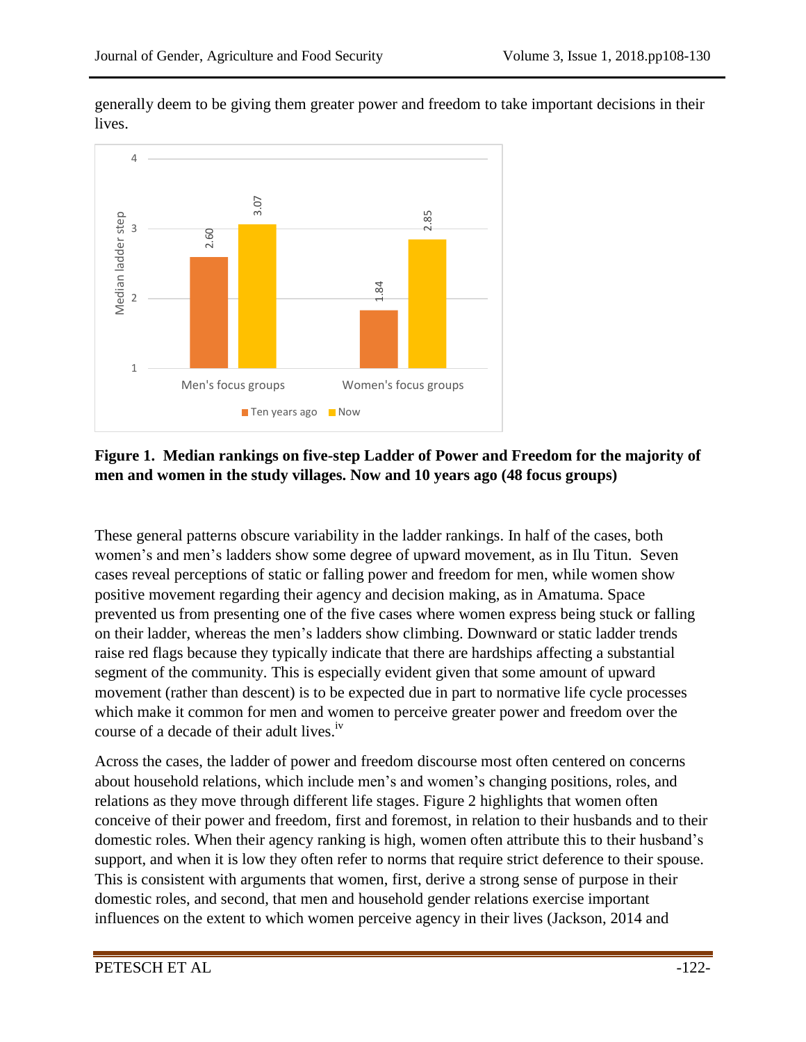generally deem to be giving them greater power and freedom to take important decisions in their lives.

**Figure 1. Median rankings on five-step Ladder of Power and Freedom for the majority of men and women in the study villages. Now and 10 years ago (48 focus groups)**

These general patterns obscure variability in the ladder rankings. In half of the cases, both women's and men's ladders show some degree of upward movement, as in Ilu Titun. Seven cases reveal perceptions of static or falling power and freedom for men, while women show positive movement regarding their agency and decision making, as in Amatuma. Space prevented us from presenting one of the five cases where women express being stuck or falling on their ladder, whereas the men's ladders show climbing. Downward or static ladder trends raise red flags because they typically indicate that there are hardships affecting a substantial segment of the community. This is especially evident given that some amount of upward movement (rather than descent) is to be expected due in part to normative life cycle processes which make it common for men and women to perceive greater power and freedom over the course of a decade of their adult lives.[iv]

Across the cases, the ladder of power and freedom discourse most often centered on concerns about household relations, which include men's and women's changing positions, roles, and relations as they move through different life stages. Figure 2 highlights that women often conceive of their power and freedom, first and foremost, in relation to their husbands and to their domestic roles. When their agency ranking is high, women often attribute this to their husband's support, and when it is low they often refer to norms that require strict deference to their spouse. This is consistent with arguments that women, first, derive a strong sense of purpose in their domestic roles, and second, that men and household gender relations exercise important influences on the extent to which women perceive agency in their lives (Jackson, 2014 and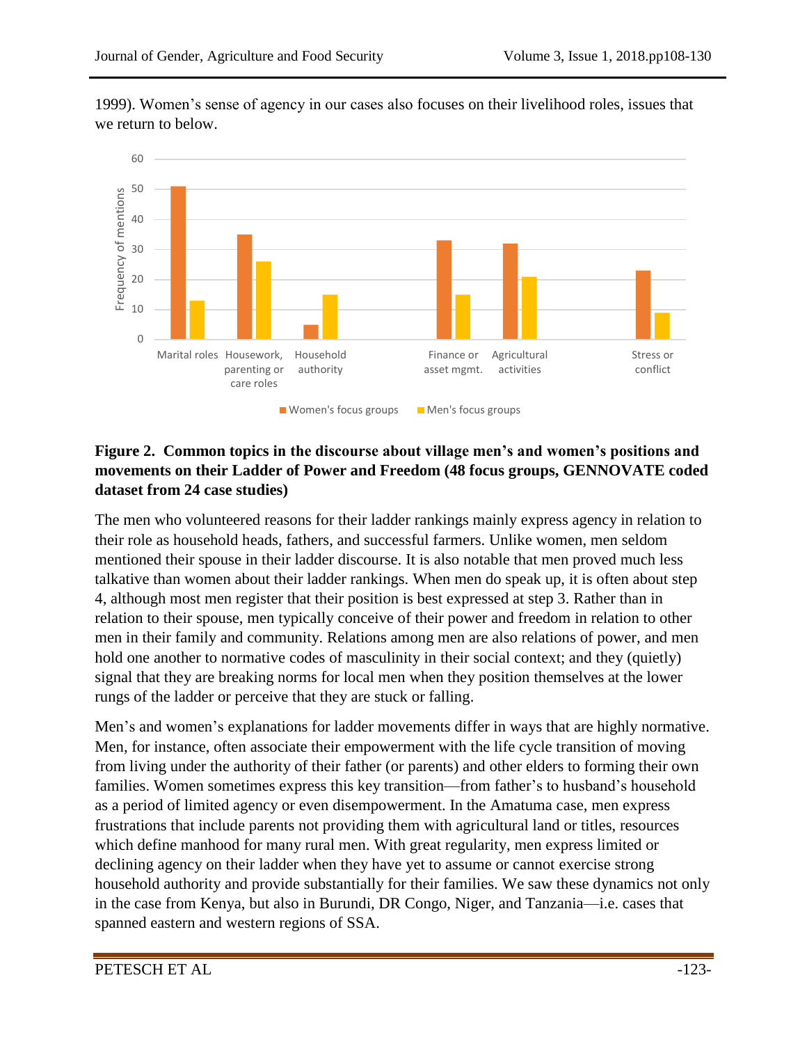1999). Women's sense of agency in our cases also focuses on their livelihood roles, issues that we return to below.

**Figure 2. Common topics in the discourse about village men's and women's positions and movements on their Ladder of Power and Freedom (48 focus groups, GENNOVATE coded dataset from 24 case studies)**

The men who volunteered reasons for their ladder rankings mainly express agency in relation to their role as household heads, fathers, and successful farmers. Unlike women, men seldom mentioned their spouse in their ladder discourse. It is also notable that men proved much less talkative than women about their ladder rankings. When men do speak up, it is often about step 4, although most men register that their position is best expressed at step 3. Rather than in relation to their spouse, men typically conceive of their power and freedom in relation to other men in their family and community. Relations among men are also relations of power, and men hold one another to normative codes of masculinity in their social context; and they (quietly) signal that they are breaking norms for local men when they position themselves at the lower rungs of the ladder or perceive that they are stuck or falling.

Men's and women's explanations for ladder movements differ in ways that are highly normative. Men, for instance, often associate their empowerment with the life cycle transition of moving from living under the authority of their father (or parents) and other elders to forming their own families. Women sometimes express this key transition—from father's to husband's household as a period of limited agency or even disempowerment. In the Amatuma case, men express frustrations that include parents not providing them with agricultural land or titles, resources which define manhood for many rural men. With great regularity, men express limited or declining agency on their ladder when they have yet to assume or cannot exercise strong household authority and provide substantially for their families. We saw these dynamics not only in the case from Kenya, but also in Burundi, DR Congo, Niger, and Tanzania—i.e. cases that spanned eastern and western regions of SSA.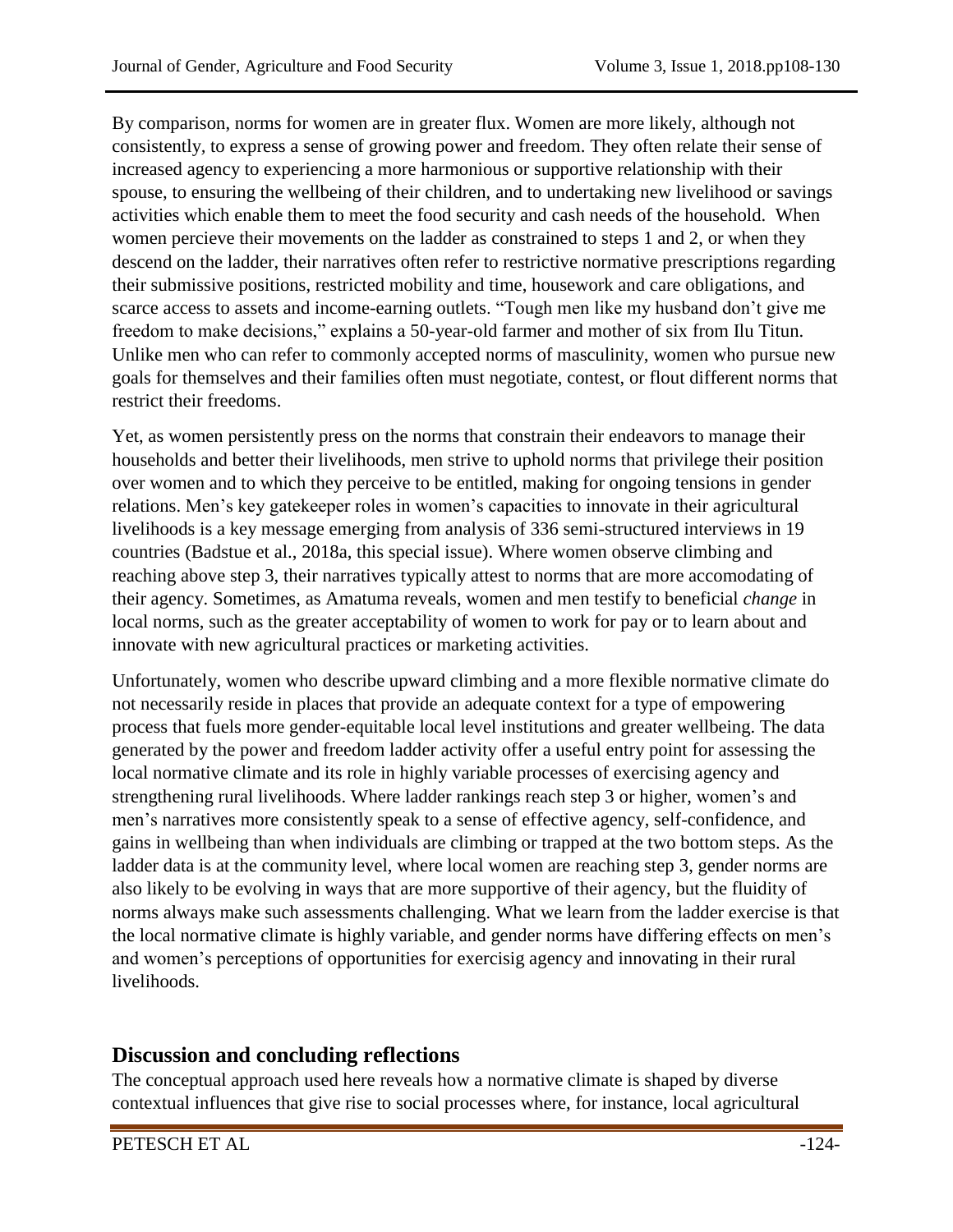By comparison, norms for women are in greater flux. Women are more likely, although not consistently, to express a sense of growing power and freedom. They often relate their sense of increased agency to experiencing a more harmonious or supportive relationship with their spouse, to ensuring the wellbeing of their children, and to undertaking new livelihood or savings activities which enable them to meet the food security and cash needs of the household. When women percieve their movements on the ladder as constrained to steps 1 and 2, or when they descend on the ladder, their narratives often refer to restrictive normative prescriptions regarding their submissive positions, restricted mobility and time, housework and care obligations, and scarce access to assets and income-earning outlets. "Tough men like my husband don't give me freedom to make decisions," explains a 50-year-old farmer and mother of six from Ilu Titun. Unlike men who can refer to commonly accepted norms of masculinity, women who pursue new goals for themselves and their families often must negotiate, contest, or flout different norms that restrict their freedoms.

Yet, as women persistently press on the norms that constrain their endeavors to manage their households and better their livelihoods, men strive to uphold norms that privilege their position over women and to which they perceive to be entitled, making for ongoing tensions in gender relations. Men's key gatekeeper roles in women's capacities to innovate in their agricultural livelihoods is a key message emerging from analysis of 336 semi-structured interviews in 19 countries (Badstue et al., 2018a, this special issue). Where women observe climbing and reaching above step 3, their narratives typically attest to norms that are more accomodating of their agency. Sometimes, as Amatuma reveals, women and men testify to beneficial *change* in local norms, such as the greater acceptability of women to work for pay or to learn about and innovate with new agricultural practices or marketing activities.

Unfortunately, women who describe upward climbing and a more flexible normative climate do not necessarily reside in places that provide an adequate context for a type of empowering process that fuels more gender-equitable local level institutions and greater wellbeing. The data generated by the power and freedom ladder activity offer a useful entry point for assessing the local normative climate and its role in highly variable processes of exercising agency and strengthening rural livelihoods. Where ladder rankings reach step 3 or higher, women's and men's narratives more consistently speak to a sense of effective agency, self-confidence, and gains in wellbeing than when individuals are climbing or trapped at the two bottom steps. As the ladder data is at the community level, where local women are reaching step 3, gender norms are also likely to be evolving in ways that are more supportive of their agency, but the fluidity of norms always make such assessments challenging. What we learn from the ladder exercise is that the local normative climate is highly variable, and gender norms have differing effects on men's and women's perceptions of opportunities for exercisig agency and innovating in their rural livelihoods.

## Discussion and concluding reflections

The conceptual approach used here reveals how a normative climate is shaped by diverse contextual influences that give rise to social processes where, for instance, local agricultural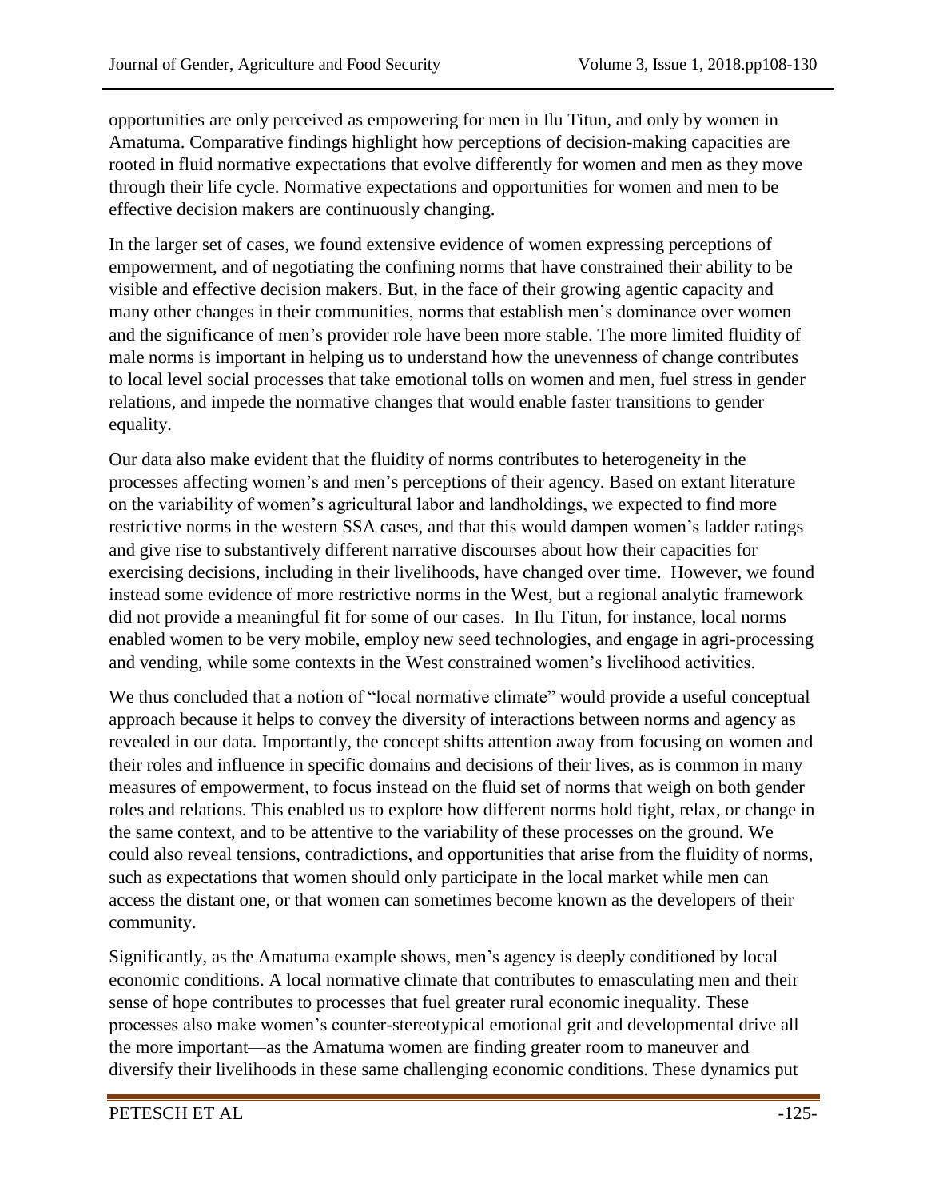opportunities are only perceived as empowering for men in Ilu Titun, and only by women in Amatuma. Comparative findings highlight how perceptions of decision-making capacities are rooted in fluid normative expectations that evolve differently for women and men as they move through their life cycle. Normative expectations and opportunities for women and men to be effective decision makers are continuously changing.

In the larger set of cases, we found extensive evidence of women expressing perceptions of empowerment, and of negotiating the confining norms that have constrained their ability to be visible and effective decision makers. But, in the face of their growing agentic capacity and many other changes in their communities, norms that establish men's dominance over women and the significance of men's provider role have been more stable. The more limited fluidity of male norms is important in helping us to understand how the unevenness of change contributes to local level social processes that take emotional tolls on women and men, fuel stress in gender relations, and impede the normative changes that would enable faster transitions to gender equality.

Our data also make evident that the fluidity of norms contributes to heterogeneity in the processes affecting women's and men's perceptions of their agency. Based on extant literature on the variability of women's agricultural labor and landholdings, we expected to find more restrictive norms in the western SSA cases, and that this would dampen women's ladder ratings and give rise to substantively different narrative discourses about how their capacities for exercising decisions, including in their livelihoods, have changed over time. However, we found instead some evidence of more restrictive norms in the West, but a regional analytic framework did not provide a meaningful fit for some of our cases. In Ilu Titun, for instance, local norms enabled women to be very mobile, employ new seed technologies, and engage in agri-processing and vending, while some contexts in the West constrained women's livelihood activities.

We thus concluded that a notion of "local normative climate" would provide a useful conceptual approach because it helps to convey the diversity of interactions between norms and agency as revealed in our data. Importantly, the concept shifts attention away from focusing on women and their roles and influence in specific domains and decisions of their lives, as is common in many measures of empowerment, to focus instead on the fluid set of norms that weigh on both gender roles and relations. This enabled us to explore how different norms hold tight, relax, or change in the same context, and to be attentive to the variability of these processes on the ground. We could also reveal tensions, contradictions, and opportunities that arise from the fluidity of norms, such as expectations that women should only participate in the local market while men can access the distant one, or that women can sometimes become known as the developers of their community.

Significantly, as the Amatuma example shows, men's agency is deeply conditioned by local economic conditions. A local normative climate that contributes to emasculating men and their sense of hope contributes to processes that fuel greater rural economic inequality. These processes also make women's counter-stereotypical emotional grit and developmental drive all the more important—as the Amatuma women are finding greater room to maneuver and diversify their livelihoods in these same challenging economic conditions. These dynamics put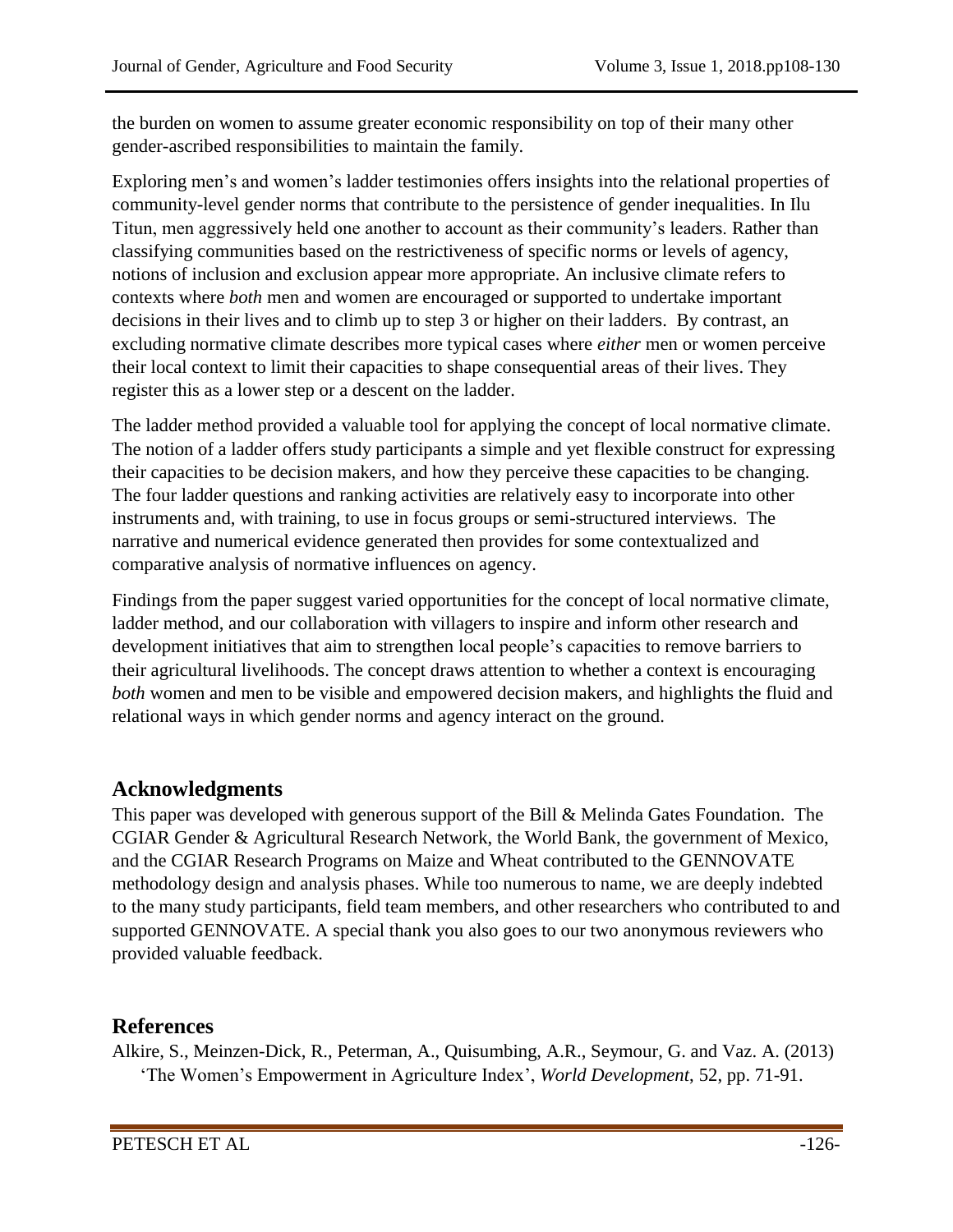the burden on women to assume greater economic responsibility on top of their many other gender-ascribed responsibilities to maintain the family.

Exploring men's and women's ladder testimonies offers insights into the relational properties of community-level gender norms that contribute to the persistence of gender inequalities. In Ilu Titun, men aggressively held one another to account as their community's leaders. Rather than classifying communities based on the restrictiveness of specific norms or levels of agency, notions of inclusion and exclusion appear more appropriate. An inclusive climate refers to contexts where *both* men and women are encouraged or supported to undertake important decisions in their lives and to climb up to step 3 or higher on their ladders. By contrast, an excluding normative climate describes more typical cases where *either* men or women perceive their local context to limit their capacities to shape consequential areas of their lives. They register this as a lower step or a descent on the ladder.

The ladder method provided a valuable tool for applying the concept of local normative climate. The notion of a ladder offers study participants a simple and yet flexible construct for expressing their capacities to be decision makers, and how they perceive these capacities to be changing. The four ladder questions and ranking activities are relatively easy to incorporate into other instruments and, with training, to use in focus groups or semi-structured interviews. The narrative and numerical evidence generated then provides for some contextualized and comparative analysis of normative influences on agency.

Findings from the paper suggest varied opportunities for the concept of local normative climate, ladder method, and our collaboration with villagers to inspire and inform other research and development initiatives that aim to strengthen local people's capacities to remove barriers to their agricultural livelihoods. The concept draws attention to whether a context is encouraging *both* women and men to be visible and empowered decision makers, and highlights the fluid and relational ways in which gender norms and agency interact on the ground.

## Acknowledgments

This paper was developed with generous support of the Bill & Melinda Gates Foundation. The CGIAR Gender & Agricultural Research Network, the World Bank, the government of Mexico, and the CGIAR Research Programs on Maize and Wheat contributed to the GENNOVATE methodology design and analysis phases. While too numerous to name, we are deeply indebted to the many study participants, field team members, and other researchers who contributed to and supported GENNOVATE. A special thank you also goes to our two anonymous reviewers who provided valuable feedback.

## References

Alkire, S., Meinzen-Dick, R., Peterman, A., Quisumbing, A.R., Seymour, G. and Vaz. A. (2013) 'The Women's Empowerment in Agriculture Index', *World Development*, 52, pp. 71-91.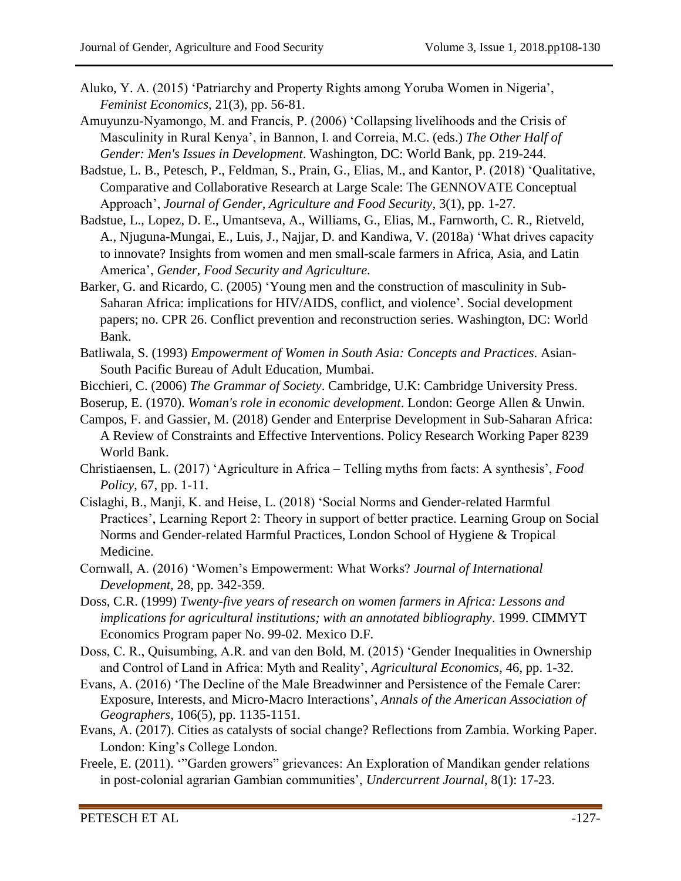Aluko, Y. A. (2015) 'Patriarchy and Property Rights among Yoruba Women in Nigeria', *Feminist Economics,* 21(3), pp. 56-81.

Amuyunzu-Nyamongo, M. and Francis, P. (2006) 'Collapsing livelihoods and the Crisis of Masculinity in Rural Kenya', in Bannon, I. and Correia, M.C. (eds.) *The Other Half of Gender: Men's Issues in Development*. Washington, DC: World Bank, pp. 219-244.

Badstue, L. B., Petesch, P., Feldman, S., Prain, G., Elias, M., and Kantor, P. (2018) 'Qualitative, Comparative and Collaborative Research at Large Scale: The GENNOVATE Conceptual Approach', *Journal of Gender, Agriculture and Food Security,* 3(1), pp. 1-27.

Badstue, L., Lopez, D. E., Umantseva, A., Williams, G., Elias, M., Farnworth, C. R., Rietveld, A., Njuguna-Mungai, E., Luis, J., Najjar, D. and Kandiwa, V. (2018a) 'What drives capacity to innovate? Insights from women and men small-scale farmers in Africa, Asia, and Latin America', *Gender, Food Security and Agriculture.*

Barker, G. and Ricardo, C. (2005) 'Young men and the construction of masculinity in Sub-Saharan Africa: implications for HIV/AIDS, conflict, and violence'. Social development papers; no. CPR 26. Conflict prevention and reconstruction series. Washington, DC: World Bank.

Batliwala, S. (1993) *Empowerment of Women in South Asia: Concepts and Practices*. Asian-South Pacific Bureau of Adult Education, Mumbai.

Bicchieri, C. (2006) *The Grammar of Society*. Cambridge, U.K: Cambridge University Press.

Boserup, E. (1970). *Woman's role in economic development*. London: George Allen & Unwin.

Campos, F. and Gassier, M. (2018) Gender and Enterprise Development in Sub-Saharan Africa: A Review of Constraints and Effective Interventions. Policy Research Working Paper 8239 World Bank.

Christiaensen, L. (2017) 'Agriculture in Africa – Telling myths from facts: A synthesis', *Food Policy,* 67, pp. 1-11.

Cislaghi, B., Manji, K. and Heise, L. (2018) 'Social Norms and Gender-related Harmful Practices', Learning Report 2: Theory in support of better practice. Learning Group on Social Norms and Gender-related Harmful Practices, London School of Hygiene & Tropical Medicine.

Cornwall, A. (2016) 'Women's Empowerment: What Works? *Journal of International Development,* 28, pp. 342-359.

Doss, C.R. (1999) *Twenty-five years of research on women farmers in Africa: Lessons and implications for agricultural institutions; with an annotated bibliography*. 1999. CIMMYT Economics Program paper No. 99-02. Mexico D.F.

Doss, C. R., Quisumbing, A.R. and van den Bold, M. (2015) 'Gender Inequalities in Ownership and Control of Land in Africa: Myth and Reality', *Agricultural Economics,* 46, pp. 1-32.

Evans, A. (2016) 'The Decline of the Male Breadwinner and Persistence of the Female Carer: Exposure, Interests, and Micro-Macro Interactions', *Annals of the American Association of Geographers,* 106(5), pp. 1135-1151.

Evans, A. (2017). Cities as catalysts of social change? Reflections from Zambia. Working Paper. London: King's College London.

Freele, E. (2011). '"Garden growers" grievances: An Exploration of Mandikan gender relations in post-colonial agrarian Gambian communities', *Undercurrent Journal,* 8(1): 17-23.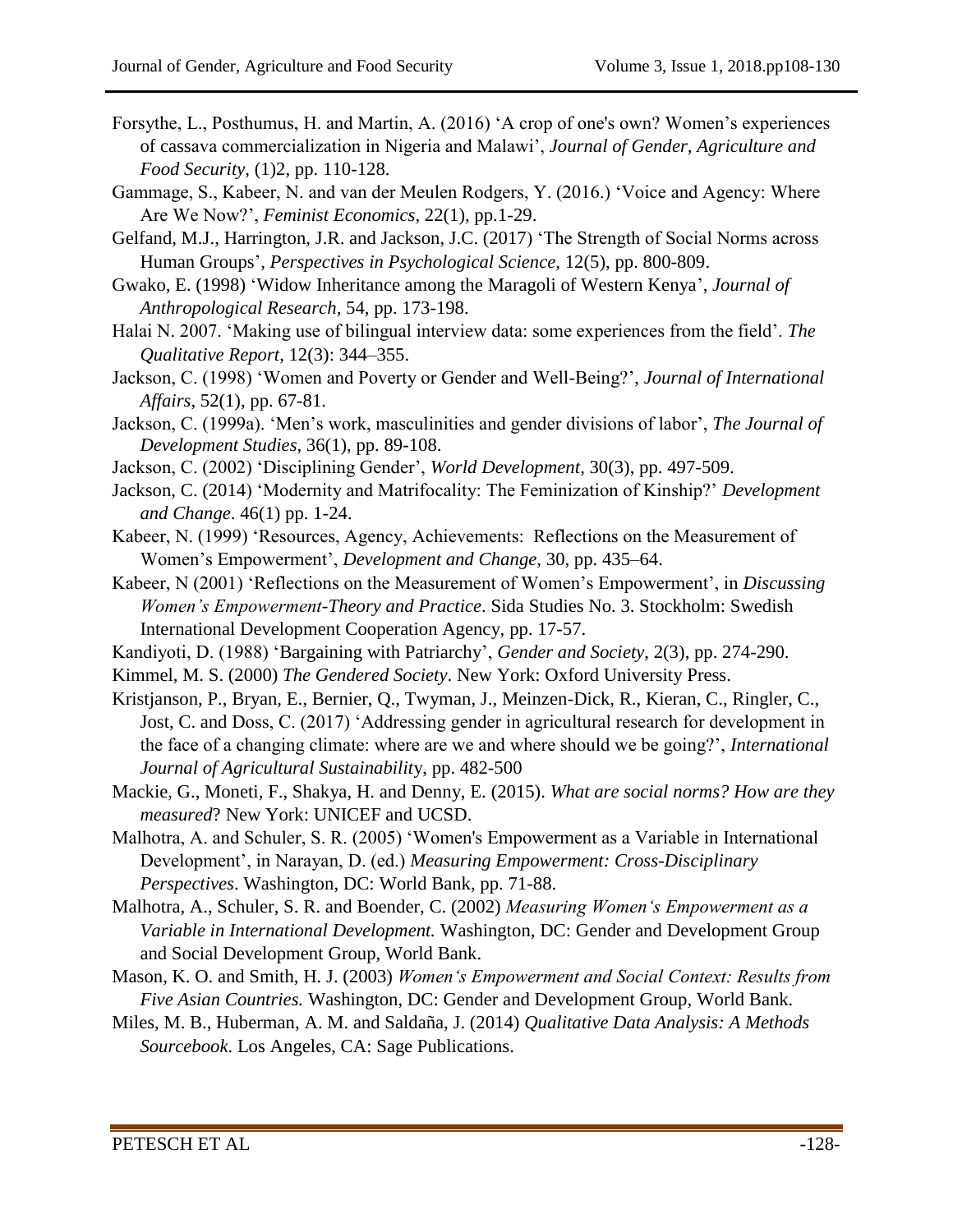Forsythe, L., Posthumus, H. and Martin, A. (2016) 'A crop of one's own? Women's experiences of cassava commercialization in Nigeria and Malawi', *Journal of Gender, Agriculture and Food Security*, (1)2, pp. 110-128.

Gammage, S., Kabeer, N. and van der Meulen Rodgers, Y. (2016.) 'Voice and Agency: Where Are We Now?', *Feminist Economics*, 22(1), pp.1-29.

Gelfand, M.J., Harrington, J.R. and Jackson, J.C. (2017) 'The Strength of Social Norms across Human Groups', *Perspectives in Psychological Science,* 12(5), pp. 800-809.

Gwako, E. (1998) 'Widow Inheritance among the Maragoli of Western Kenya', *Journal of Anthropological Research,* 54, pp. 173-198.

Halai N. 2007. 'Making use of bilingual interview data: some experiences from the field'. *The Qualitative Report*, 12(3): 344–355.

Jackson, C. (1998) 'Women and Poverty or Gender and Well-Being?', *Journal of International Affairs,* 52(1), pp. 67-81.

Jackson, C. (1999a). 'Men's work, masculinities and gender divisions of labor', *The Journal of Development Studies,* 36(1), pp. 89-108.

Jackson, C. (2002) 'Disciplining Gender', *World Development,* 30(3), pp. 497-509.

Jackson, C. (2014) 'Modernity and Matrifocality: The Feminization of Kinship?' *Development and Change*. 46(1) pp. 1-24.

Kabeer, N. (1999) 'Resources, Agency, Achievements: Reflections on the Measurement of Women's Empowerment', *Development and Change,* 30, pp. 435–64.

Kabeer, N (2001) 'Reflections on the Measurement of Women's Empowerment', in *Discussing Women's Empowerment-Theory and Practice*. Sida Studies No. 3. Stockholm: Swedish International Development Cooperation Agency, pp. 17-57.

Kandiyoti, D. (1988) 'Bargaining with Patriarchy', *Gender and Society,* 2(3), pp. 274-290.

Kimmel, M. S. (2000) *The Gendered Society*. New York: Oxford University Press.

Kristjanson, P., Bryan, E., Bernier, Q., Twyman, J., Meinzen-Dick, R., Kieran, C., Ringler, C., Jost, C. and Doss, C. (2017) 'Addressing gender in agricultural research for development in the face of a changing climate: where are we and where should we be going?', *International Journal of Agricultural Sustainability*, pp. 482-500

Mackie, G., Moneti, F., Shakya, H. and Denny, E. (2015). *What are social norms? How are they measured*? New York: UNICEF and UCSD.

Malhotra, A. and Schuler, S. R. (2005) 'Women's Empowerment as a Variable in International Development', in Narayan, D. (ed.) *Measuring Empowerment: Cross-Disciplinary Perspectives*. Washington, DC: World Bank, pp. 71-88.

Malhotra, A., Schuler, S. R. and Boender, C. (2002) *Measuring Women's Empowerment as a Variable in International Development.* Washington, DC: Gender and Development Group and Social Development Group, World Bank.

Mason, K. O. and Smith, H. J. (2003) *Women's Empowerment and Social Context: Results from Five Asian Countries.* Washington, DC: Gender and Development Group, World Bank.

Miles, M. B., Huberman, A. M. and Saldaña, J. (2014) *Qualitative Data Analysis: A Methods Sourcebook*. Los Angeles, CA: Sage Publications.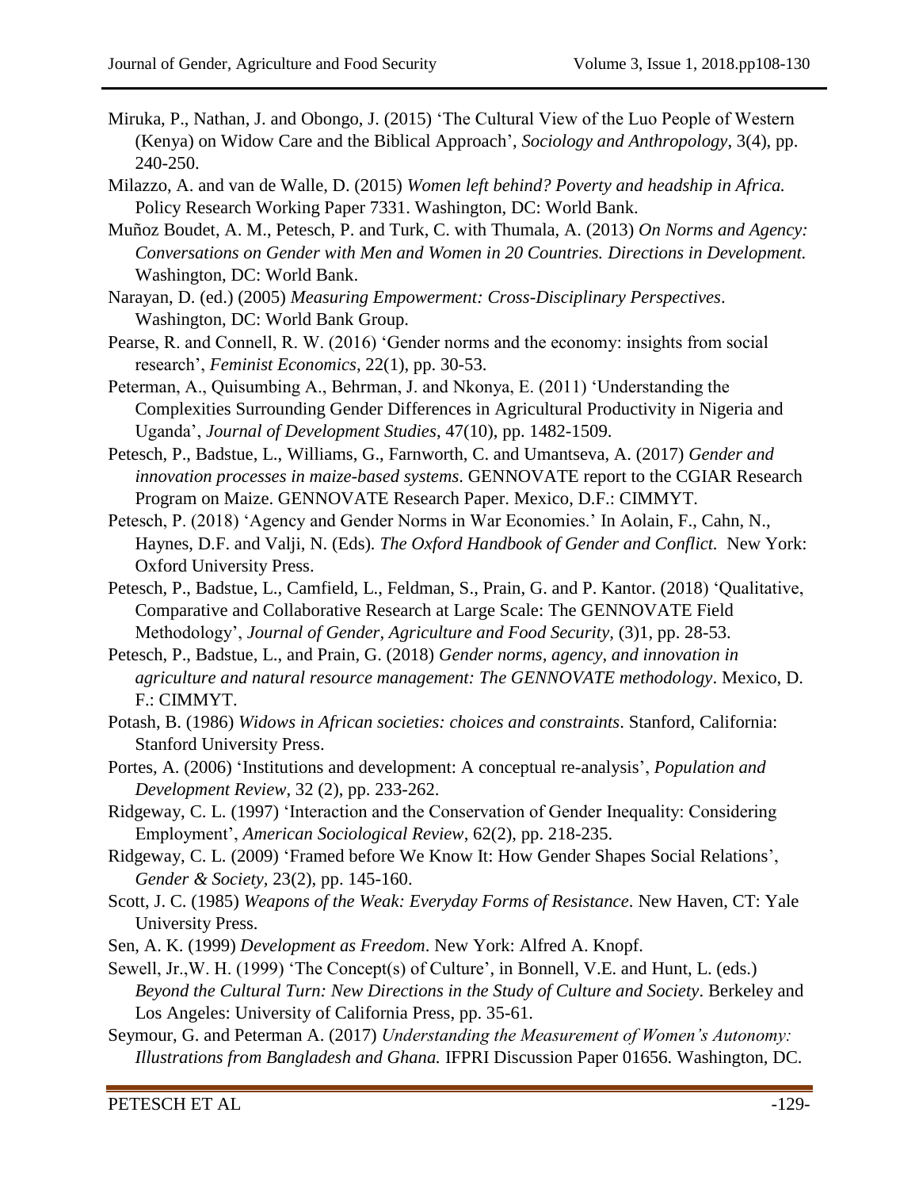Miruka, P., Nathan, J. and Obongo, J. (2015) 'The Cultural View of the Luo People of Western (Kenya) on Widow Care and the Biblical Approach', *Sociology and Anthropology*, 3(4), pp. 240-250.

Milazzo, A. and van de Walle, D. (2015) *Women left behind? Poverty and headship in Africa.* Policy Research Working Paper 7331. Washington, DC: World Bank.

Muñoz Boudet, A. M., Petesch, P. and Turk, C. with Thumala, A. (2013) *On Norms and Agency: Conversations on Gender with Men and Women in 20 Countries. Directions in Development.* Washington, DC: World Bank.

Narayan, D. (ed.) (2005) *Measuring Empowerment: Cross-Disciplinary Perspectives*. Washington, DC: World Bank Group.

Pearse, R. and Connell, R. W. (2016) 'Gender norms and the economy: insights from social research', *Feminist Economics*, 22(1), pp. 30-53.

Peterman, A., Quisumbing A., Behrman, J. and Nkonya, E. (2011) 'Understanding the Complexities Surrounding Gender Differences in Agricultural Productivity in Nigeria and Uganda', *Journal of Development Studies*, 47(10), pp. 1482-1509.

Petesch, P., Badstue, L., Williams, G., Farnworth, C. and Umantseva, A. (2017) *Gender and innovation processes in maize-based systems*. GENNOVATE report to the CGIAR Research Program on Maize. GENNOVATE Research Paper. Mexico, D.F.: CIMMYT.

Petesch, P. (2018) 'Agency and Gender Norms in War Economies.' In Aolain, F., Cahn, N., Haynes, D.F. and Valji, N. (Eds). *The Oxford Handbook of Gender and Conflict.* New York: Oxford University Press.

Petesch, P., Badstue, L., Camfield, L., Feldman, S., Prain, G. and P. Kantor. (2018) 'Qualitative, Comparative and Collaborative Research at Large Scale: The GENNOVATE Field Methodology', *Journal of Gender, Agriculture and Food Security*, (3)1, pp. 28-53.

Petesch, P., Badstue, L., and Prain, G. (2018) *Gender norms, agency, and innovation in agriculture and natural resource management: The GENNOVATE methodology*. Mexico, D. F.: CIMMYT.

Potash, B. (1986) *Widows in African societies: choices and constraints*. Stanford, California: Stanford University Press.

Portes, A. (2006) 'Institutions and development: A conceptual re-analysis', *Population and Development Review*, 32 (2), pp. 233-262.

Ridgeway, C. L. (1997) 'Interaction and the Conservation of Gender Inequality: Considering Employment', *American Sociological Review*, 62(2), pp. 218-235.

Ridgeway, C. L. (2009) 'Framed before We Know It: How Gender Shapes Social Relations', *Gender & Society*, 23(2), pp. 145-160.

Scott, J. C. (1985) *Weapons of the Weak: Everyday Forms of Resistance*. New Haven, CT: Yale University Press.

Sen, A. K. (1999) *Development as Freedom*. New York: Alfred A. Knopf.

Sewell, Jr.,W. H. (1999) 'The Concept(s) of Culture', in Bonnell, V.E. and Hunt, L. (eds.) *Beyond the Cultural Turn: New Directions in the Study of Culture and Society*. Berkeley and Los Angeles: University of California Press, pp. 35-61.

Seymour, G. and Peterman A. (2017) *Understanding the Measurement of Women's Autonomy: Illustrations from Bangladesh and Ghana.* IFPRI Discussion Paper 01656. Washington, DC.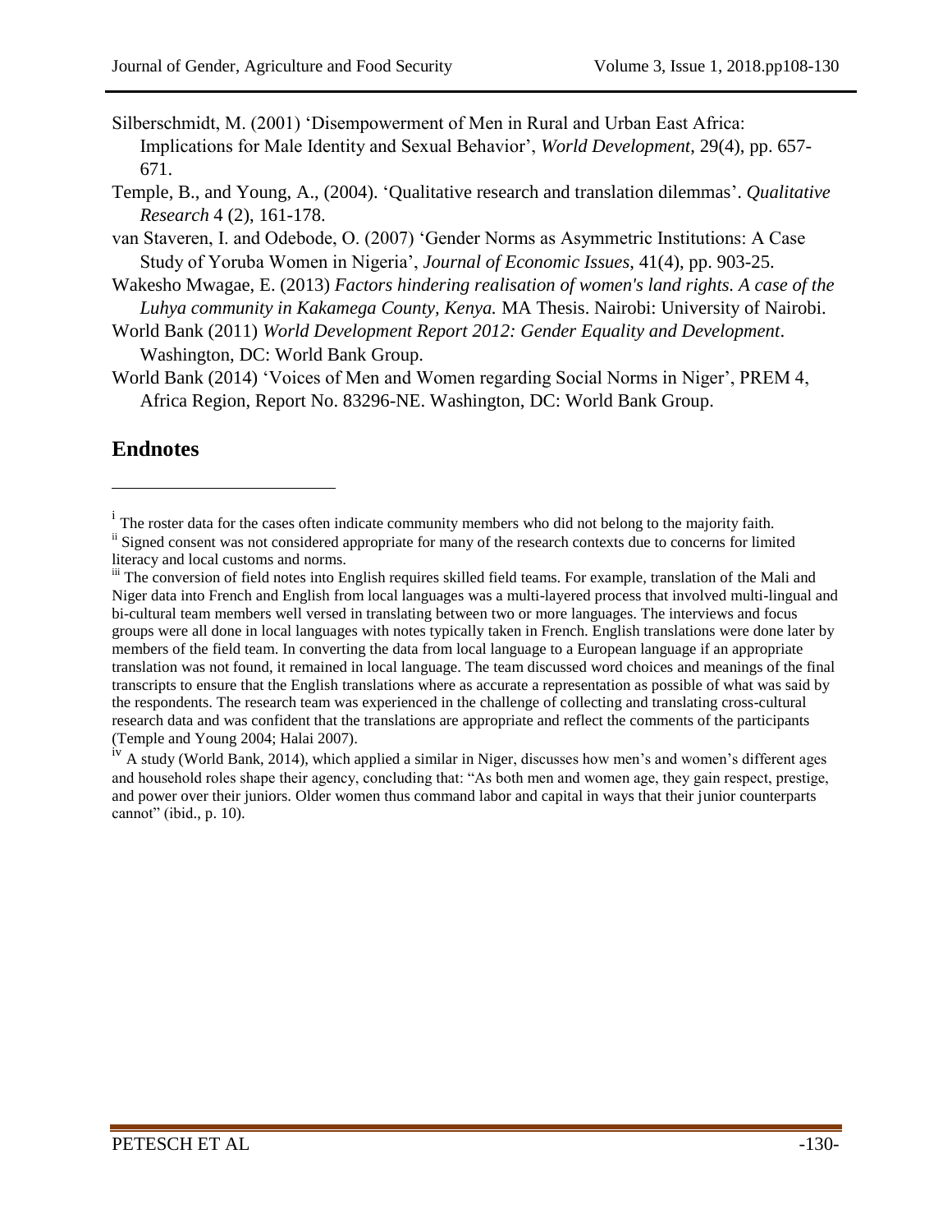Silberschmidt, M. (2001) 'Disempowerment of Men in Rural and Urban East Africa: Implications for Male Identity and Sexual Behavior', *World Development*, 29(4), pp. 657-671.

Temple, B., and Young, A., (2004). 'Qualitative research and translation dilemmas'. *Qualitative Research* 4 (2), 161-178.

van Staveren, I. and Odebode, O. (2007) 'Gender Norms as Asymmetric Institutions: A Case Study of Yoruba Women in Nigeria', *Journal of Economic Issues*, 41(4), pp. 903-25.

Wakesho Mwagae, E. (2013) *Factors hindering realisation of women's land rights. A case of the Luhya community in Kakamega County, Kenya.* MA Thesis. Nairobi: University of Nairobi.

World Bank (2011) *World Development Report 2012: Gender Equality and Development*. Washington, DC: World Bank Group.

World Bank (2014) 'Voices of Men and Women regarding Social Norms in Niger', PREM 4, Africa Region, Report No. 83296-NE. Washington, DC: World Bank Group.

## Endnotes

[i] The roster data for the cases often indicate community members who did not belong to the majority faith.

[ii] Signed consent was not considered appropriate for many of the research contexts due to concerns for limited literacy and local customs and norms.

[iii] The conversion of field notes into English requires skilled field teams. For example, translation of the Mali and Niger data into French and English from local languages was a multi-layered process that involved multi-lingual and bi-cultural team members well versed in translating between two or more languages. The interviews and focus groups were all done in local languages with notes typically taken in French. English translations were done later by members of the field team. In converting the data from local language to a European language if an appropriate translation was not found, it remained in local language. The team discussed word choices and meanings of the final transcripts to ensure that the English translations where as accurate a representation as possible of what was said by the respondents. The research team was experienced in the challenge of collecting and translating cross-cultural research data and was confident that the translations are appropriate and reflect the comments of the participants (Temple and Young 2004; Halai 2007).

[iv] A study (World Bank, 2014), which applied a similar in Niger, discusses how men's and women's different ages and household roles shape their agency, concluding that: "As both men and women age, they gain respect, prestige, and power over their juniors. Older women thus command labor and capital in ways that their junior counterparts cannot" (ibid., p. 10).